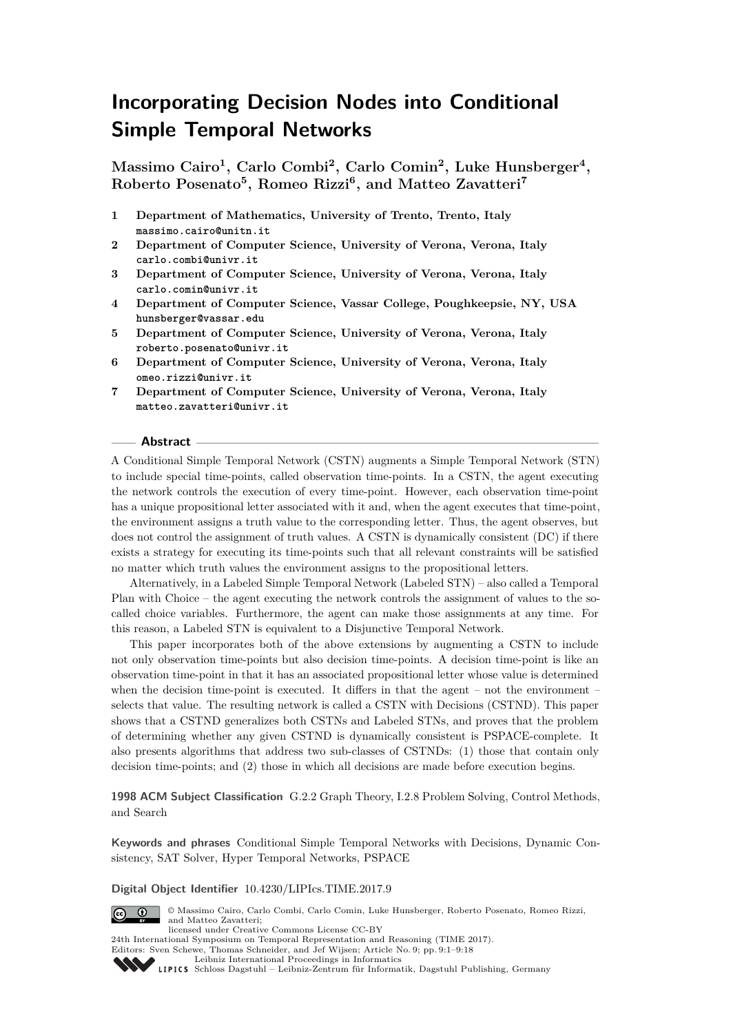# Incorporating Decision Nodes into Conditional Simple Temporal Networks

**Massimo Cairo[1], Carlo Combi[2], Carlo Comin[2], Luke Hunsberger[4], Roberto Posenato[5], Romeo Rizzi[6], and Matteo Zavatteri[7]**

1 **Department of Mathematics, University of Trento, Trento, Italy**
massimo.cairo@unitn.it

2 **Department of Computer Science, University of Verona, Verona, Italy**
carlo.combi@univr.it

3 **Department of Computer Science, University of Verona, Verona, Italy**
carlo.comin@univr.it

4 **Department of Computer Science, Vassar College, Poughkeepsie, NY, USA**
hunsberger@vassar.edu

5 **Department of Computer Science, University of Verona, Verona, Italy**
roberto.posenato@univr.it

6 **Department of Computer Science, University of Verona, Verona, Italy**
omeo.rizzi@univr.it

7 **Department of Computer Science, University of Verona, Verona, Italy**
matteo.zavatteri@univr.it

## Abstract

A Conditional Simple Temporal Network (CSTN) augments a Simple Temporal Network (STN) to include special time-points, called observation time-points. In a CSTN, the agent executing the network controls the execution of every time-point. However, each observation time-point has a unique propositional letter associated with it and, when the agent executes that time-point, the environment assigns a truth value to the corresponding letter. Thus, the agent observes, but does not control the assignment of truth values. A CSTN is dynamically consistent (DC) if there exists a strategy for executing its time-points such that all relevant constraints will be satisfied no matter which truth values the environment assigns to the propositional letters.

Alternatively, in a Labeled Simple Temporal Network (Labeled STN) – also called a Temporal Plan with Choice – the agent executing the network controls the assignment of values to the so-called choice variables. Furthermore, the agent can make those assignments at any time. For this reason, a Labeled STN is equivalent to a Disjunctive Temporal Network.

This paper incorporates both of the above extensions by augmenting a CSTN to include not only observation time-points but also decision time-points. A decision time-point is like an observation time-point in that it has an associated propositional letter whose value is determined when the decision time-point is executed. It differs in that the agent – not the environment – selects that value. The resulting network is called a CSTN with Decisions (CSTND). This paper shows that a CSTND generalizes both CSTNs and Labeled STNs, and proves that the problem of determining whether any given CSTND is dynamically consistent is PSPACE-complete. It also presents algorithms that address two sub-classes of CSTNDs: (1) those that contain only decision time-points; and (2) those in which all decisions are made before execution begins.

**1998 ACM Subject Classification** G.2.2 Graph Theory, I.2.8 Problem Solving, Control Methods, and Search

**Keywords and phrases** Conditional Simple Temporal Networks with Decisions, Dynamic Consistency, SAT Solver, Hyper Temporal Networks, PSPACE

**Digital Object Identifier** 10.4230/LIPIcs.TIME.2017.9

© Massimo Cairo, Carlo Combi, Carlo Comin, Luke Hunsberger, Roberto Posenato, Romeo Rizzi, and Matteo Zavatteri;
licensed under Creative Commons License CC-BY
24th International Symposium on Temporal Representation and Reasoning (TIME 2017).
Editors: Sven Schewe, Thomas Schneider, and Jef Wijsen; Article No. 9; pp. 9:1–9:18
Leibniz International Proceedings in Informatics
Schloss Dagstuhl – Leibniz-Zentrum für Informatik, Dagstuhl Publishing, Germany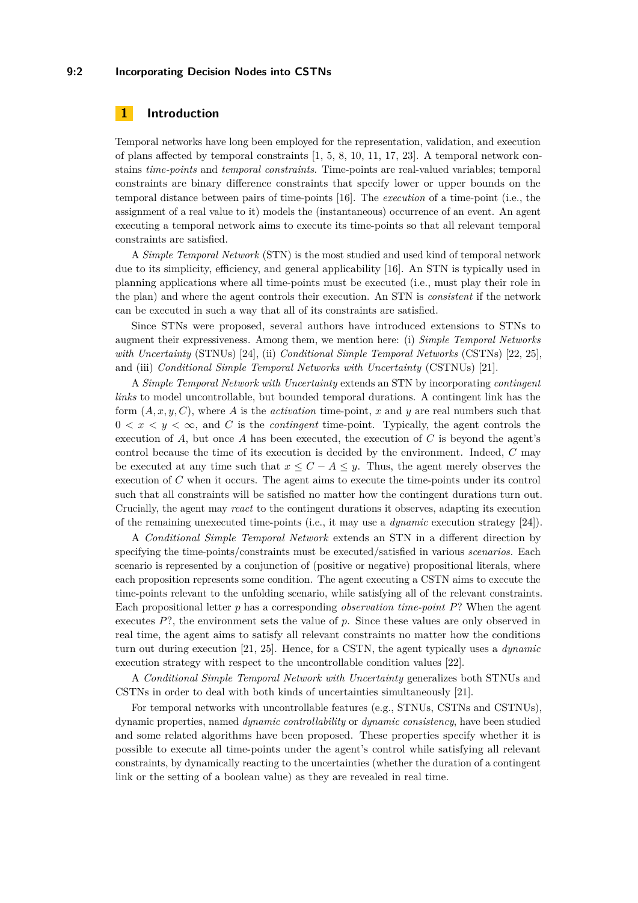# 1 Introduction

Temporal networks have long been employed for the representation, validation, and execution of plans affected by temporal constraints [1, 5, 8, 10, 11, 17, 23]. A temporal network contains *time-points* and *temporal constraints*. Time-points are real-valued variables; temporal constraints are binary difference constraints that specify lower or upper bounds on the temporal distance between pairs of time-points [16]. The *execution* of a time-point (i.e., the assignment of a real value to it) models the (instantaneous) occurrence of an event. An agent executing a temporal network aims to execute its time-points so that all relevant temporal constraints are satisfied.

A *Simple Temporal Network* (STN) is the most studied and used kind of temporal network due to its simplicity, efficiency, and general applicability [16]. An STN is typically used in planning applications where all time-points must be executed (i.e., must play their role in the plan) and where the agent controls their execution. An STN is *consistent* if the network can be executed in such a way that all of its constraints are satisfied.

Since STNs were proposed, several authors have introduced extensions to STNs to augment their expressiveness. Among them, we mention here: (i) *Simple Temporal Networks with Uncertainty* (STNUs) [24], (ii) *Conditional Simple Temporal Networks* (CSTNs) [22, 25], and (iii) *Conditional Simple Temporal Networks with Uncertainty* (CSTNUs) [21].

A *Simple Temporal Network with Uncertainty* extends an STN by incorporating *contingent links* to model uncontrollable, but bounded temporal durations. A contingent link has the form $(A, x, y, C)$, where $A$ is the *activation* time-point, $x$ and $y$ are real numbers such that $0 < x < y < \infty$, and $C$ is the *contingent* time-point. Typically, the agent controls the execution of $A$, but once $A$ has been executed, the execution of $C$ is beyond the agent's control because the time of its execution is decided by the environment. Indeed, $C$ may be executed at any time such that $x \leq C - A \leq y$. Thus, the agent merely observes the execution of $C$ when it occurs. The agent aims to execute the time-points under its control such that all constraints will be satisfied no matter how the contingent durations turn out. Crucially, the agent may *react* to the contingent durations it observes, adapting its execution of the remaining unexecuted time-points (i.e., it may use a *dynamic* execution strategy [24]).

A *Conditional Simple Temporal Network* extends an STN in a different direction by specifying the time-points/constraints must be executed/satisfied in various *scenarios*. Each scenario is represented by a conjunction of (positive or negative) propositional literals, where each proposition represents some condition. The agent executing a CSTN aims to execute the time-points relevant to the unfolding scenario, while satisfying all of the relevant constraints. Each propositional letter $p$ has a corresponding *observation time-point* $P?$ When the agent executes $P?$, the environment sets the value of $p$. Since these values are only observed in real time, the agent aims to satisfy all relevant constraints no matter how the conditions turn out during execution [21, 25]. Hence, for a CSTN, the agent typically uses a *dynamic* execution strategy with respect to the uncontrollable condition values [22].

A *Conditional Simple Temporal Network with Uncertainty* generalizes both STNUs and CSTNs in order to deal with both kinds of uncertainties simultaneously [21].

For temporal networks with uncontrollable features (e.g., STNUs, CSTNs and CSTNUs), dynamic properties, named *dynamic controllability* or *dynamic consistency*, have been studied and some related algorithms have been proposed. These properties specify whether it is possible to execute all time-points under the agent's control while satisfying all relevant constraints, by dynamically reacting to the uncertainties (whether the duration of a contingent link or the setting of a boolean value) as they are revealed in real time.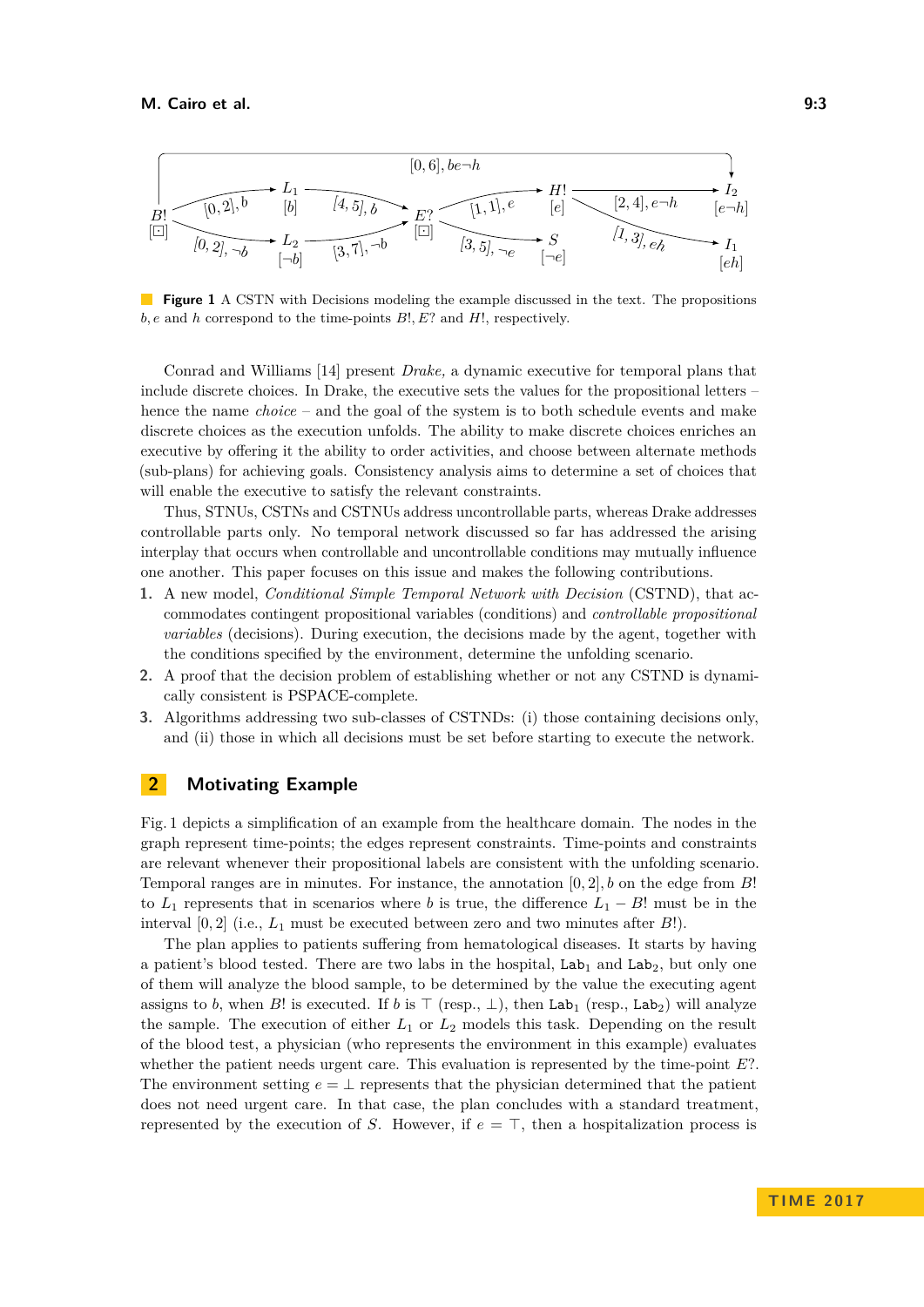**Figure 1** A CSTN with Decisions modeling the example discussed in the text. The propositions $b, e$ and $h$ correspond to the time-points $B!, E?$ and $H!$, respectively.

Conrad and Williams [14] present *Drake,* a dynamic executive for temporal plans that include discrete choices. In Drake, the executive sets the values for the propositional letters – hence the name *choice* – and the goal of the system is to both schedule events and make discrete choices as the execution unfolds. The ability to make discrete choices enriches an executive by offering it the ability to order activities, and choose between alternate methods (sub-plans) for achieving goals. Consistency analysis aims to determine a set of choices that will enable the executive to satisfy the relevant constraints.

Thus, STNUs, CSTNs and CSTNUs address uncontrollable parts, whereas Drake addresses controllable parts only. No temporal network discussed so far has addressed the arising interplay that occurs when controllable and uncontrollable conditions may mutually influence one another. This paper focuses on this issue and makes the following contributions.

1. A new model, *Conditional Simple Temporal Network with Decision* (CSTND), that accommodates contingent propositional variables (conditions) and *controllable propositional variables* (decisions). During execution, the decisions made by the agent, together with the conditions specified by the environment, determine the unfolding scenario.
2. A proof that the decision problem of establishing whether or not any CSTND is dynamically consistent is PSPACE-complete.
3. Algorithms addressing two sub-classes of CSTNDs: (i) those containing decisions only, and (ii) those in which all decisions must be set before starting to execute the network.

## 2 Motivating Example

Fig. 1 depicts a simplification of an example from the healthcare domain. The nodes in the graph represent time-points; the edges represent constraints. Time-points and constraints are relevant whenever their propositional labels are consistent with the unfolding scenario. Temporal ranges are in minutes. For instance, the annotation $[0, 2], b$ on the edge from $B!$ to $L_1$ represents that in scenarios where $b$ is true, the difference $L_1 - B!$ must be in the interval $[0, 2]$ (i.e., $L_1$ must be executed between zero and two minutes after $B!$).

The plan applies to patients suffering from hematological diseases. It starts by having a patient's blood tested. There are two labs in the hospital, $\mathtt{Lab}_1$ and $\mathtt{Lab}_2$, but only one of them will analyze the blood sample, to be determined by the value the executing agent assigns to $b$, when $B!$ is executed. If $b$ is $\top$ (resp., $\bot$), then $\mathtt{Lab}_1$ (resp., $\mathtt{Lab}_2$) will analyze the sample. The execution of either $L_1$ or $L_2$ models this task. Depending on the result of the blood test, a physician (who represents the environment in this example) evaluates whether the patient needs urgent care. This evaluation is represented by the time-point $E?$. The environment setting $e = \bot$ represents that the physician determined that the patient does not need urgent care. In that case, the plan concludes with a standard treatment, represented by the execution of $S$. However, if $e = \top$, then a hospitalization process is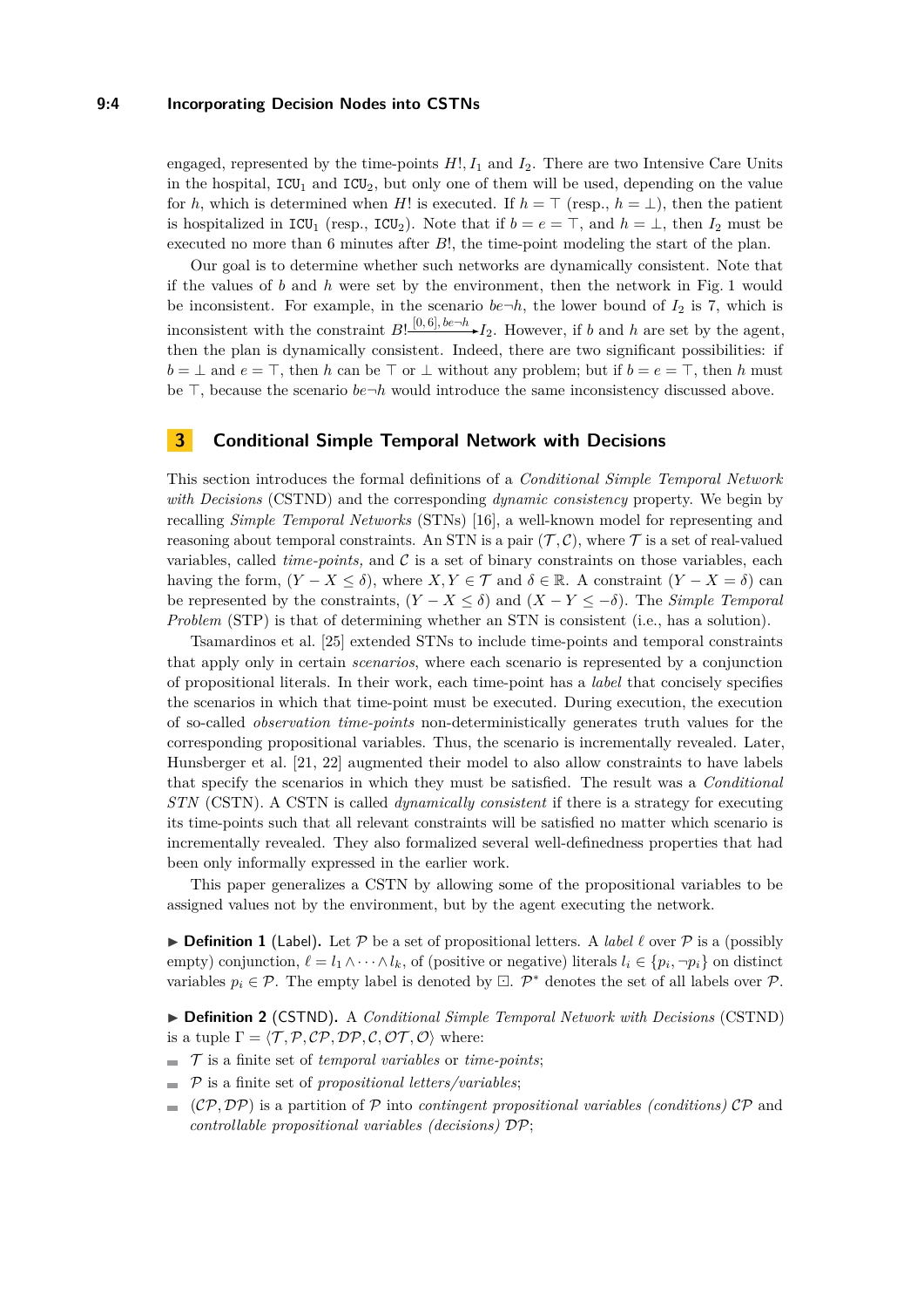engaged, represented by the time-points $H!, I_1$ and $I_2$. There are two Intensive Care Units in the hospital, $\texttt{ICU}_1$ and $\texttt{ICU}_2$, but only one of them will be used, depending on the value for $h$, which is determined when $H!$ is executed. If $h = \top$ (resp., $h = \bot$), then the patient is hospitalized in $\texttt{ICU}_1$ (resp., $\texttt{ICU}_2$). Note that if $b = e = \top$, and $h = \bot$, then $I_2$ must be executed no more than 6 minutes after $B!$, the time-point modeling the start of the plan.

Our goal is to determine whether such networks are dynamically consistent. Note that if the values of $b$ and $h$ were set by the environment, then the network in Fig. 1 would be inconsistent. For example, in the scenario $be\neg h$, the lower bound of $I_2$ is 7, which is inconsistent with the constraint $B! \xrightarrow{[0,6],\, be\neg h} I_2$. However, if $b$ and $h$ are set by the agent, then the plan is dynamically consistent. Indeed, there are two significant possibilities: if $b = \bot$ and $e = \top$, then $h$ can be $\top$ or $\bot$ without any problem; but if $b = e = \top$, then $h$ must be $\top$, because the scenario $be\neg h$ would introduce the same inconsistency discussed above.

## 3 Conditional Simple Temporal Network with Decisions

This section introduces the formal definitions of a *Conditional Simple Temporal Network with Decisions* (CSTND) and the corresponding *dynamic consistency* property. We begin by recalling *Simple Temporal Networks* (STNs) [16], a well-known model for representing and reasoning about temporal constraints. An STN is a pair $(\mathcal{T}, \mathcal{C})$, where $\mathcal{T}$ is a set of real-valued variables, called *time-points,* and $\mathcal{C}$ is a set of binary constraints on those variables, each having the form, $(Y - X \leq \delta)$, where $X, Y \in \mathcal{T}$ and $\delta \in \mathbb{R}$. A constraint $(Y - X = \delta)$ can be represented by the constraints, $(Y - X \leq \delta)$ and $(X - Y \leq -\delta)$. The *Simple Temporal Problem* (STP) is that of determining whether an STN is consistent (i.e., has a solution).

Tsamardinos et al. [25] extended STNs to include time-points and temporal constraints that apply only in certain *scenarios*, where each scenario is represented by a conjunction of propositional literals. In their work, each time-point has a *label* that concisely specifies the scenarios in which that time-point must be executed. During execution, the execution of so-called *observation time-points* non-deterministically generates truth values for the corresponding propositional variables. Thus, the scenario is incrementally revealed. Later, Hunsberger et al. [21, 22] augmented their model to also allow constraints to have labels that specify the scenarios in which they must be satisfied. The result was a *Conditional STN* (CSTN). A CSTN is called *dynamically consistent* if there is a strategy for executing its time-points such that all relevant constraints will be satisfied no matter which scenario is incrementally revealed. They also formalized several well-definedness properties that had been only informally expressed in the earlier work.

This paper generalizes a CSTN by allowing some of the propositional variables to be assigned values not by the environment, but by the agent executing the network.

▶ **Definition 1** (Label). Let $\mathcal{P}$ be a set of propositional letters. A *label* $\ell$ over $\mathcal{P}$ is a (possibly empty) conjunction, $\ell = l_1 \wedge \cdots \wedge l_k$, of (positive or negative) literals $l_i \in \{p_i, \neg p_i\}$ on distinct variables $p_i \in \mathcal{P}$. The empty label is denoted by $\boxdot$. $\mathcal{P}^*$ denotes the set of all labels over $\mathcal{P}$.

▶ **Definition 2** (CSTND). A *Conditional Simple Temporal Network with Decisions* (CSTND) is a tuple $\Gamma = \langle \mathcal{T}, \mathcal{P}, \mathcal{CP}, \mathcal{DP}, \mathcal{C}, \mathcal{OT}, \mathcal{O} \rangle$ where:

- $\mathcal{T}$ is a finite set of *temporal variables* or *time-points*;
- $\mathcal{P}$ is a finite set of *propositional letters/variables*;
- $(\mathcal{CP}, \mathcal{DP})$ is a partition of $\mathcal{P}$ into *contingent propositional variables (conditions)* $\mathcal{CP}$ and *controllable propositional variables (decisions)* $\mathcal{DP}$;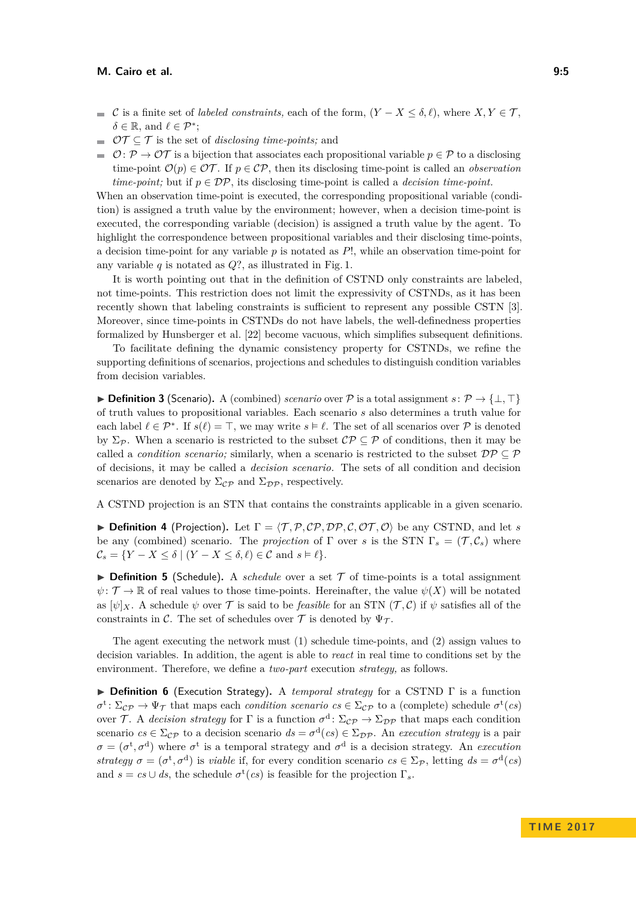- $\mathcal{C}$ is a finite set of *labeled constraints,* each of the form, $(Y - X \leq \delta, \ell)$, where $X, Y \in \mathcal{T}$, $\delta \in \mathbb{R}$, and $\ell \in \mathcal{P}^*$;
- $\mathcal{OT} \subseteq \mathcal{T}$ is the set of *disclosing time-points;* and
- $\mathcal{O}\colon \mathcal{P} \to \mathcal{OT}$ is a bijection that associates each propositional variable $p \in \mathcal{P}$ to a disclosing time-point $\mathcal{O}(p) \in \mathcal{OT}$. If $p \in \mathcal{CP}$, then its disclosing time-point is called an *observation time-point;* but if $p \in \mathcal{DP}$, its disclosing time-point is called a *decision time-point.*

When an observation time-point is executed, the corresponding propositional variable (condition) is assigned a truth value by the environment; however, when a decision time-point is executed, the corresponding variable (decision) is assigned a truth value by the agent. To highlight the correspondence between propositional variables and their disclosing time-points, a decision time-point for any variable $p$ is notated as $P!$, while an observation time-point for any variable $q$ is notated as $Q?$, as illustrated in Fig. 1.

It is worth pointing out that in the definition of CSTND only constraints are labeled, not time-points. This restriction does not limit the expressivity of CSTNDs, as it has been recently shown that labeling constraints is sufficient to represent any possible CSTN [3]. Moreover, since time-points in CSTNDs do not have labels, the well-definedness properties formalized by Hunsberger et al. [22] become vacuous, which simplifies subsequent definitions.

To facilitate defining the dynamic consistency property for CSTNDs, we refine the supporting definitions of scenarios, projections and schedules to distinguish condition variables from decision variables.

▶ **Definition 3** (Scenario). A (combined) *scenario* over $\mathcal{P}$ is a total assignment $s\colon \mathcal{P} \to \{\bot, \top\}$ of truth values to propositional variables. Each scenario $s$ also determines a truth value for each label $\ell \in \mathcal{P}^*$. If $s(\ell) = \top$, we may write $s \vDash \ell$. The set of all scenarios over $\mathcal{P}$ is denoted by $\Sigma_{\mathcal{P}}$. When a scenario is restricted to the subset $\mathcal{CP} \subseteq \mathcal{P}$ of conditions, then it may be called a *condition scenario;* similarly, when a scenario is restricted to the subset $\mathcal{DP} \subseteq \mathcal{P}$ of decisions, it may be called a *decision scenario.* The sets of all condition and decision scenarios are denoted by $\Sigma_{\mathcal{CP}}$ and $\Sigma_{\mathcal{DP}}$, respectively.

A CSTND projection is an STN that contains the constraints applicable in a given scenario.

▶ **Definition 4** (Projection). Let $\Gamma = \langle \mathcal{T}, \mathcal{P}, \mathcal{CP}, \mathcal{DP}, \mathcal{C}, \mathcal{OT}, \mathcal{O}\rangle$ be any CSTND, and let $s$ be any (combined) scenario. The *projection* of $\Gamma$ over $s$ is the STN $\Gamma_s = (\mathcal{T}, \mathcal{C}_s)$ where $\mathcal{C}_s = \{Y - X \leq \delta \mid (Y - X \leq \delta, \ell) \in \mathcal{C} \text{ and } s \vDash \ell\}$.

▶ **Definition 5** (Schedule). A *schedule* over a set $\mathcal{T}$ of time-points is a total assignment $\psi\colon \mathcal{T} \to \mathbb{R}$ of real values to those time-points. Hereinafter, the value $\psi(X)$ will be notated as $[\psi]_X$. A schedule $\psi$ over $\mathcal{T}$ is said to be *feasible* for an STN $(\mathcal{T}, \mathcal{C})$ if $\psi$ satisfies all of the constraints in $\mathcal{C}$. The set of schedules over $\mathcal{T}$ is denoted by $\Psi_{\mathcal{T}}$.

The agent executing the network must (1) schedule time-points, and (2) assign values to decision variables. In addition, the agent is able to *react* in real time to conditions set by the environment. Therefore, we define a *two-part* execution *strategy,* as follows.

▶ **Definition 6** (Execution Strategy). A *temporal strategy* for a CSTND $\Gamma$ is a function $\sigma^{\mathrm{t}}\colon \Sigma_{\mathcal{CP}} \to \Psi_{\mathcal{T}}$ that maps each *condition scenario* $cs \in \Sigma_{\mathcal{CP}}$ to a (complete) schedule $\sigma^{\mathrm{t}}(cs)$ over $\mathcal{T}$. A *decision strategy* for $\Gamma$ is a function $\sigma^{\mathrm{d}}\colon \Sigma_{\mathcal{CP}} \to \Sigma_{\mathcal{DP}}$ that maps each condition scenario $cs \in \Sigma_{\mathcal{CP}}$ to a decision scenario $ds = \sigma^{\mathrm{d}}(cs) \in \Sigma_{\mathcal{DP}}$. An *execution strategy* is a pair $\sigma = (\sigma^{\mathrm{t}}, \sigma^{\mathrm{d}})$ where $\sigma^{\mathrm{t}}$ is a temporal strategy and $\sigma^{\mathrm{d}}$ is a decision strategy. An *execution strategy* $\sigma = (\sigma^{\mathrm{t}}, \sigma^{\mathrm{d}})$ is *viable* if, for every condition scenario $cs \in \Sigma_{\mathcal{P}}$, letting $ds = \sigma^{\mathrm{d}}(cs)$ and $s = cs \cup ds$, the schedule $\sigma^{\mathrm{t}}(cs)$ is feasible for the projection $\Gamma_s$.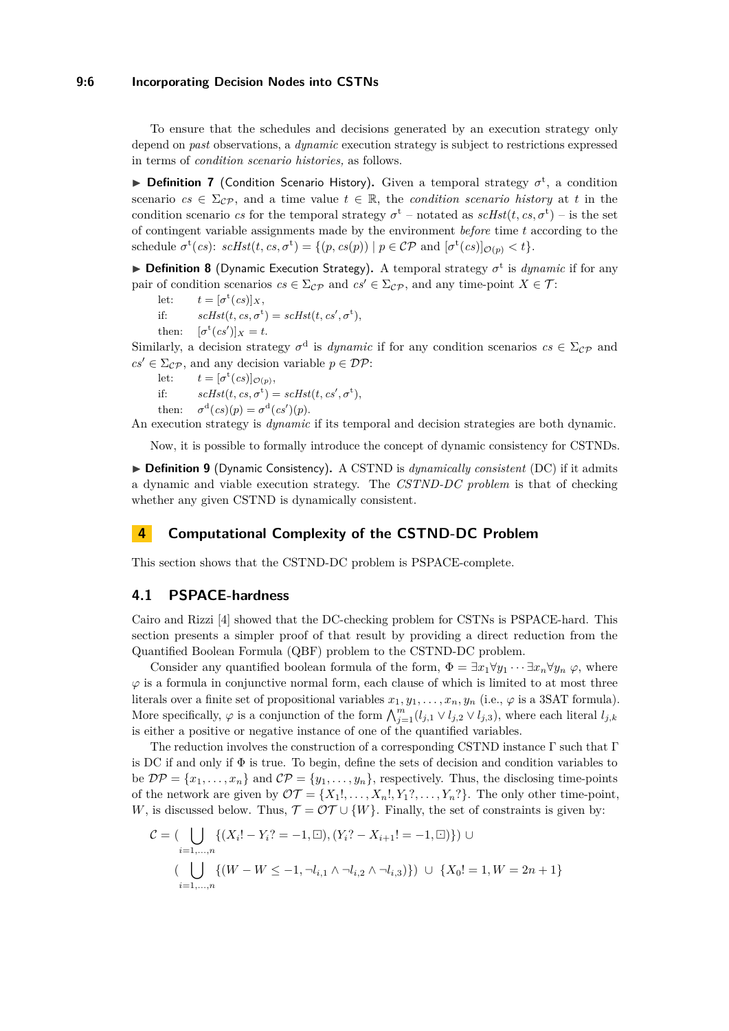To ensure that the schedules and decisions generated by an execution strategy only depend on *past* observations, a *dynamic* execution strategy is subject to restrictions expressed in terms of *condition scenario histories,* as follows.

▶ **Definition 7** (Condition Scenario History)**.** Given a temporal strategy $\sigma^{\mathrm{t}}$, a condition scenario $cs \in \Sigma_{\mathcal{CP}}$, and a time value $t \in \mathbb{R}$, the *condition scenario history* at $t$ in the condition scenario $cs$ for the temporal strategy $\sigma^{\mathrm{t}}$ – notated as $scHst(t, cs, \sigma^{\mathrm{t}})$ – is the set of contingent variable assignments made by the environment *before* time $t$ according to the schedule $\sigma^{\mathrm{t}}(cs)$: $scHst(t, cs, \sigma^{\mathrm{t}}) = \{(p, cs(p)) \mid p \in \mathcal{CP} \text{ and } [\sigma^{\mathrm{t}}(cs)]_{\mathcal{O}(p)} < t\}$.

▶ **Definition 8** (Dynamic Execution Strategy)**.** A temporal strategy $\sigma^{\mathrm{t}}$ is *dynamic* if for any pair of condition scenarios $cs \in \Sigma_{\mathcal{CP}}$ and $cs' \in \Sigma_{\mathcal{CP}}$, and any time-point $X \in \mathcal{T}$:

let: $t = [\sigma^{\mathrm{t}}(cs)]_X$,
if: $scHst(t, cs, \sigma^{\mathrm{t}}) = scHst(t, cs', \sigma^{\mathrm{t}})$,
then: $[\sigma^{\mathrm{t}}(cs')]_X = t$.

Similarly, a decision strategy $\sigma^{\mathrm{d}}$ is *dynamic* if for any condition scenarios $cs \in \Sigma_{\mathcal{CP}}$ and $cs' \in \Sigma_{\mathcal{CP}}$, and any decision variable $p \in \mathcal{DP}$:

let: $t = [\sigma^{\mathrm{t}}(cs)]_{\mathcal{O}(p)}$,
if: $scHst(t, cs, \sigma^{\mathrm{t}}) = scHst(t, cs', \sigma^{\mathrm{t}})$,
then: $\sigma^{\mathrm{d}}(cs)(p) = \sigma^{\mathrm{d}}(cs')(p)$.

An execution strategy is *dynamic* if its temporal and decision strategies are both dynamic.

Now, it is possible to formally introduce the concept of dynamic consistency for CSTNDs.

▶ **Definition 9** (Dynamic Consistency)**.** A CSTND is *dynamically consistent* (DC) if it admits a dynamic and viable execution strategy. The *CSTND-DC problem* is that of checking whether any given CSTND is dynamically consistent.

## 4 Computational Complexity of the CSTND-DC Problem

This section shows that the CSTND-DC problem is PSPACE-complete.

### 4.1 PSPACE-hardness

Cairo and Rizzi [4] showed that the DC-checking problem for CSTNs is PSPACE-hard. This section presents a simpler proof of that result by providing a direct reduction from the Quantified Boolean Formula (QBF) problem to the CSTND-DC problem.

Consider any quantified boolean formula of the form, $\Phi = \exists x_1 \forall y_1 \cdots \exists x_n \forall y_n \; \varphi$, where $\varphi$ is a formula in conjunctive normal form, each clause of which is limited to at most three literals over a finite set of propositional variables $x_1, y_1, \ldots, x_n, y_n$ (i.e., $\varphi$ is a 3SAT formula). More specifically, $\varphi$ is a conjunction of the form $\bigwedge_{j=1}^{m}(l_{j,1} \vee l_{j,2} \vee l_{j,3})$, where each literal $l_{j,k}$ is either a positive or negative instance of one of the quantified variables.

The reduction involves the construction of a corresponding CSTND instance $\Gamma$ such that $\Gamma$ is DC if and only if $\Phi$ is true. To begin, define the sets of decision and condition variables to be $\mathcal{DP} = \{x_1, \ldots, x_n\}$ and $\mathcal{CP} = \{y_1, \ldots, y_n\}$, respectively. Thus, the disclosing time-points of the network are given by $\mathcal{OT} = \{X_1!, \ldots, X_n!, Y_1?, \ldots, Y_n?\}$. The only other time-point, $W$, is discussed below. Thus, $\mathcal{T} = \mathcal{OT} \cup \{W\}$. Finally, the set of constraints is given by:

$$\mathcal{C} = \Big(\bigcup_{i=1,\ldots,n} \{(X_i! - Y_i? = -1, \boxdot), (Y_i? - X_{i+1}! = -1, \boxdot)\}\Big) \cup$$
$$\Big(\bigcup_{i=1,\ldots,n} \{(W - W \leq -1, \neg l_{i,1} \wedge \neg l_{i,2} \wedge \neg l_{i,3})\}\Big) \cup \{X_0! = 1, W = 2n + 1\}$$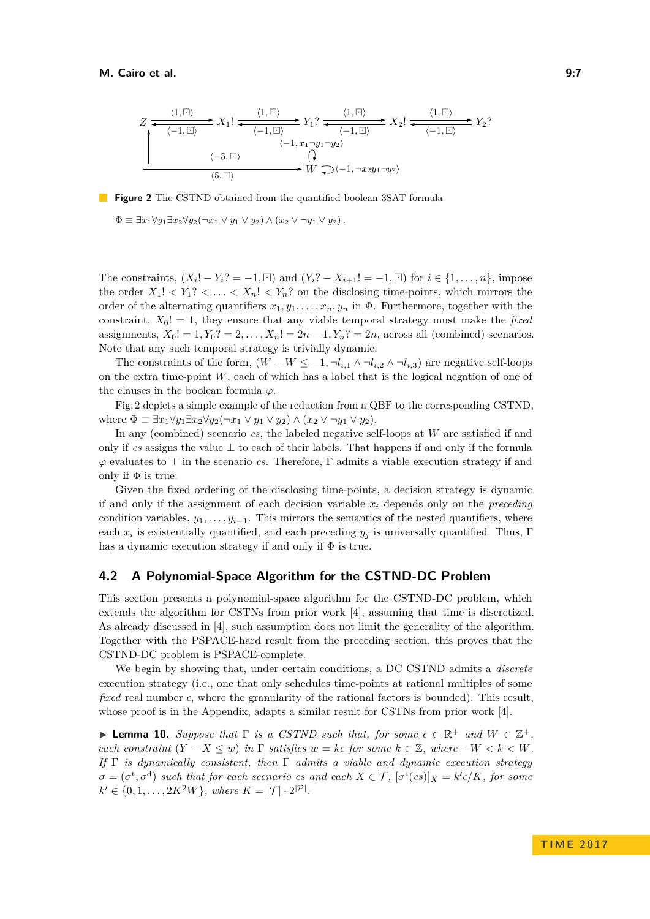**Figure 2** The CSTND obtained from the quantified boolean 3SAT formula

$\Phi \equiv \exists x_1 \forall y_1 \exists x_2 \forall y_2 (\neg x_1 \vee y_1 \vee y_2) \wedge (x_2 \vee \neg y_1 \vee y_2)$.

The constraints, $(X_i! - Y_i? = -1, \boxdot)$ and $(Y_i? - X_{i+1}! = -1, \boxdot)$ for $i \in \{1, \ldots, n\}$, impose the order $X_1! < Y_1? < \ldots < X_n! < Y_n?$ on the disclosing time-points, which mirrors the order of the alternating quantifiers $x_1, y_1, \ldots, x_n, y_n$ in $\Phi$. Furthermore, together with the constraint, $X_0! = 1$, they ensure that any viable temporal strategy must make the *fixed* assignments, $X_0! = 1, Y_0? = 2, \ldots, X_n! = 2n - 1, Y_n? = 2n$, across all (combined) scenarios. Note that any such temporal strategy is trivially dynamic.

The constraints of the form, $(W - W \leq -1, \neg l_{i,1} \wedge \neg l_{i,2} \wedge \neg l_{i,3})$ are negative self-loops on the extra time-point $W$, each of which has a label that is the logical negation of one of the clauses in the boolean formula $\varphi$.

Fig. 2 depicts a simple example of the reduction from a QBF to the corresponding CSTND, where $\Phi \equiv \exists x_1 \forall y_1 \exists x_2 \forall y_2 (\neg x_1 \vee y_1 \vee y_2) \wedge (x_2 \vee \neg y_1 \vee y_2)$.

In any (combined) scenario $cs$, the labeled negative self-loops at $W$ are satisfied if and only if $cs$ assigns the value $\perp$ to each of their labels. That happens if and only if the formula $\varphi$ evaluates to $\top$ in the scenario $cs$. Therefore, $\Gamma$ admits a viable execution strategy if and only if $\Phi$ is true.

Given the fixed ordering of the disclosing time-points, a decision strategy is dynamic if and only if the assignment of each decision variable $x_i$ depends only on the *preceding* condition variables, $y_1, \ldots, y_{i-1}$. This mirrors the semantics of the nested quantifiers, where each $x_i$ is existentially quantified, and each preceding $y_j$ is universally quantified. Thus, $\Gamma$ has a dynamic execution strategy if and only if $\Phi$ is true.

## 4.2 A Polynomial-Space Algorithm for the CSTND-DC Problem

This section presents a polynomial-space algorithm for the CSTND-DC problem, which extends the algorithm for CSTNs from prior work [4], assuming that time is discretized. As already discussed in [4], such assumption does not limit the generality of the algorithm. Together with the PSPACE-hard result from the preceding section, this proves that the CSTND-DC problem is PSPACE-complete.

We begin by showing that, under certain conditions, a DC CSTND admits a *discrete* execution strategy (i.e., one that only schedules time-points at rational multiples of some *fixed* real number $\epsilon$, where the granularity of the rational factors is bounded). This result, whose proof is in the Appendix, adapts a similar result for CSTNs from prior work [4].

▶ **Lemma 10.** *Suppose that $\Gamma$ is a CSTND such that, for some $\epsilon \in \mathbb{R}^+$ and $W \in \mathbb{Z}^+$, each constraint $(Y - X \leq w)$ in $\Gamma$ satisfies $w = k\epsilon$ for some $k \in \mathbb{Z}$, where $-W < k < W$. If $\Gamma$ is dynamically consistent, then $\Gamma$ admits a viable and dynamic execution strategy $\sigma = (\sigma^{\mathrm{t}}, \sigma^{\mathrm{d}})$ such that for each scenario $cs$ and each $X \in \mathcal{T}$, $[\sigma^{\mathrm{t}}(cs)]_X = k'\epsilon/K$, for some $k' \in \{0, 1, \ldots, 2K^2W\}$, where $K = |\mathcal{T}| \cdot 2^{|\mathcal{P}|}$.*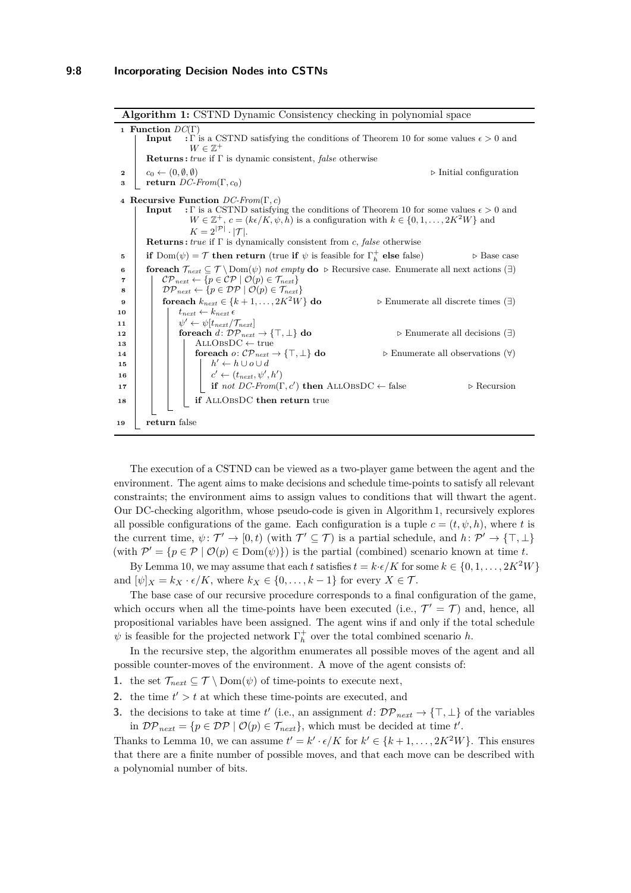**Algorithm 1:** CSTND Dynamic Consistency checking in polynomial space

```
1  Function DC(Γ)
       Input   : Γ is a CSTND satisfying the conditions of Theorem 10 for some values ϵ > 0 and
                 W ∈ ℤ⁺
       Returns : true if Γ is dynamic consistent, false otherwise
2      c₀ ← (0, ∅, ∅)                                              ▷ Initial configuration
3      return DC-From(Γ, c₀)

4  Recursive Function DC-From(Γ, c)
       Input   : Γ is a CSTND satisfying the conditions of Theorem 10 for some values ϵ > 0 and
                 W ∈ ℤ⁺, c = (kϵ/K, ψ, h) is a configuration with k ∈ {0, 1, ..., 2K²W} and
                 K = 2^|P| · |T|.
       Returns : true if Γ is dynamically consistent from c, false otherwise
5      if Dom(ψ) = T then return (true if ψ is feasible for Γ⁺_h else false)   ▷ Base case
6      foreach T_next ⊆ T \ Dom(ψ) not empty do  ▷ Recursive case. Enumerate all next actions (∃)
7          CP_next ← {p ∈ CP | O(p) ∈ T_next}
8          DP_next ← {p ∈ DP | O(p) ∈ T_next}
9          foreach k_next ∈ {k + 1, ..., 2K²W} do           ▷ Enumerate all discrete times (∃)
10             t_next ← k_next ϵ
11             ψ' ← ψ[t_next/T_next]
12             foreach d: DP_next → {⊤, ⊥} do                ▷ Enumerate all decisions (∃)
13                 AllObsDC ← true
14                 foreach o: CP_next → {⊤, ⊥} do            ▷ Enumerate all observations (∀)
15                     h' ← h ∪ o ∪ d
16                     c' ← (t_next, ψ', h')
17                     if not DC-From(Γ, c') then AllObsDC ← false          ▷ Recursion
18                 if AllObsDC then return true
19     return false
```

The execution of a CSTND can be viewed as a two-player game between the agent and the environment. The agent aims to make decisions and schedule time-points to satisfy all relevant constraints; the environment aims to assign values to conditions that will thwart the agent. Our DC-checking algorithm, whose pseudo-code is given in Algorithm 1, recursively explores all possible configurations of the game. Each configuration is a tuple $c = (t, \psi, h)$, where $t$ is the current time, $\psi\colon \mathcal{T}' \to [0, t)$ (with $\mathcal{T}' \subseteq \mathcal{T}$) is a partial schedule, and $h\colon \mathcal{P}' \to \{\top, \bot\}$ (with $\mathcal{P}' = \{p \in \mathcal{P} \mid \mathcal{O}(p) \in \mathrm{Dom}(\psi)\}$) is the partial (combined) scenario known at time $t$.

By Lemma 10, we may assume that each $t$ satisfies $t = k \cdot \epsilon / K$ for some $k \in \{0, 1, \ldots, 2K^2W\}$ and $[\psi]_X = k_X \cdot \epsilon / K$, where $k_X \in \{0, \ldots, k-1\}$ for every $X \in \mathcal{T}$.

The base case of our recursive procedure corresponds to a final configuration of the game, which occurs when all the time-points have been executed (i.e., $\mathcal{T}' = \mathcal{T}$) and, hence, all propositional variables have been assigned. The agent wins if and only if the total schedule $\psi$ is feasible for the projected network $\Gamma_h^+$ over the total combined scenario $h$.

In the recursive step, the algorithm enumerates all possible moves of the agent and all possible counter-moves of the environment. A move of the agent consists of:

1. the set $\mathcal{T}_{next} \subseteq \mathcal{T} \setminus \mathrm{Dom}(\psi)$ of time-points to execute next,
2. the time $t' > t$ at which these time-points are executed, and
3. the decisions to take at time $t'$ (i.e., an assignment $d\colon \mathcal{DP}_{next} \to \{\top, \bot\}$ of the variables in $\mathcal{DP}_{next} = \{p \in \mathcal{DP} \mid \mathcal{O}(p) \in \mathcal{T}_{next}\}$, which must be decided at time $t'$.

Thanks to Lemma 10, we can assume $t' = k' \cdot \epsilon / K$ for $k' \in \{k+1, \ldots, 2K^2W\}$. This ensures that there are a finite number of possible moves, and that each move can be described with a polynomial number of bits.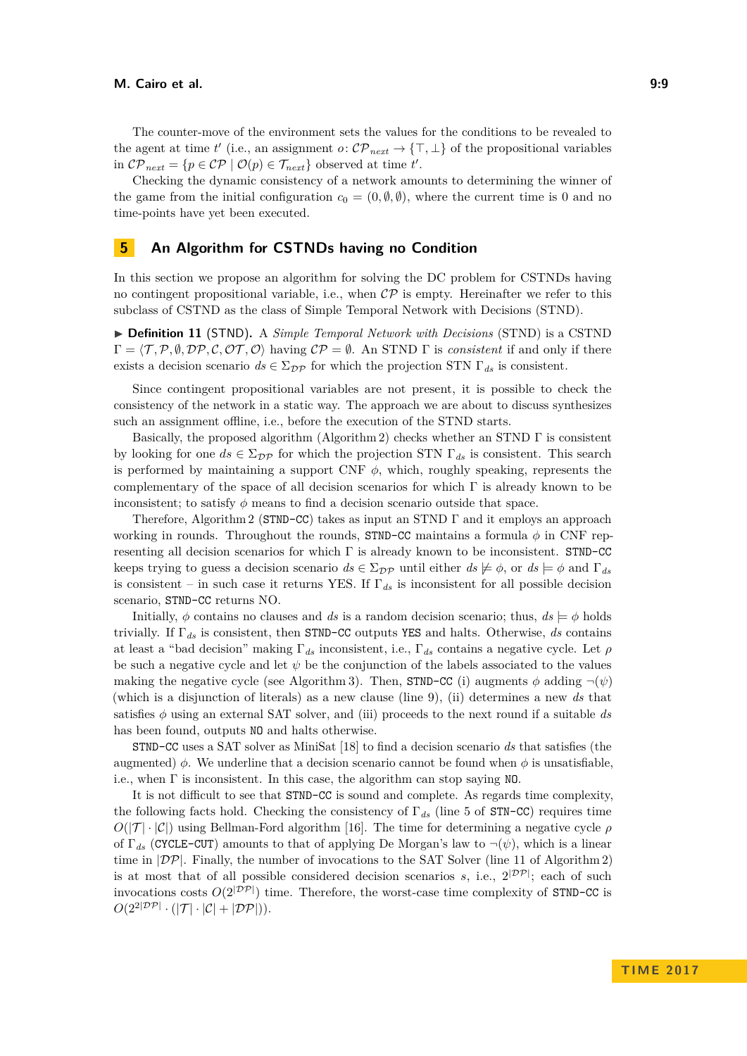The counter-move of the environment sets the values for the conditions to be revealed to the agent at time $t'$ (i.e., an assignment $o\colon \mathcal{CP}_{next} \to \{\top, \bot\}$ of the propositional variables in $\mathcal{CP}_{next} = \{p \in \mathcal{CP} \mid \mathcal{O}(p) \in \mathcal{T}_{next}\}$ observed at time $t'$.

Checking the dynamic consistency of a network amounts to determining the winner of the game from the initial configuration $c_0 = (0, \emptyset, \emptyset)$, where the current time is 0 and no time-points have yet been executed.

## 5 An Algorithm for CSTNDs having no Condition

In this section we propose an algorithm for solving the DC problem for CSTNDs having no contingent propositional variable, i.e., when $\mathcal{CP}$ is empty. Hereinafter we refer to this subclass of CSTND as the class of Simple Temporal Network with Decisions (STND).

▶ **Definition 11** (STND). A *Simple Temporal Network with Decisions* (STND) is a CSTND $\Gamma = \langle \mathcal{T}, \mathcal{P}, \emptyset, \mathcal{DP}, \mathcal{C}, \mathcal{OT}, \mathcal{O} \rangle$ having $\mathcal{CP} = \emptyset$. An STND $\Gamma$ is *consistent* if and only if there exists a decision scenario $ds \in \Sigma_{\mathcal{DP}}$ for which the projection STN $\Gamma_{ds}$ is consistent.

Since contingent propositional variables are not present, it is possible to check the consistency of the network in a static way. The approach we are about to discuss synthesizes such an assignment offline, i.e., before the execution of the STND starts.

Basically, the proposed algorithm (Algorithm 2) checks whether an STND $\Gamma$ is consistent by looking for one $ds \in \Sigma_{\mathcal{DP}}$ for which the projection STN $\Gamma_{ds}$ is consistent. This search is performed by maintaining a support CNF $\phi$, which, roughly speaking, represents the complementary of the space of all decision scenarios for which $\Gamma$ is already known to be inconsistent; to satisfy $\phi$ means to find a decision scenario outside that space.

Therefore, Algorithm 2 (STND-CC) takes as input an STND $\Gamma$ and it employs an approach working in rounds. Throughout the rounds, STND-CC maintains a formula $\phi$ in CNF representing all decision scenarios for which $\Gamma$ is already known to be inconsistent. STND-CC keeps trying to guess a decision scenario $ds \in \Sigma_{\mathcal{DP}}$ until either $ds \not\models \phi$, or $ds \models \phi$ and $\Gamma_{ds}$ is consistent – in such case it returns YES. If $\Gamma_{ds}$ is inconsistent for all possible decision scenario, STND-CC returns NO.

Initially, $\phi$ contains no clauses and $ds$ is a random decision scenario; thus, $ds \models \phi$ holds trivially. If $\Gamma_{ds}$ is consistent, then STND-CC outputs YES and halts. Otherwise, $ds$ contains at least a "bad decision" making $\Gamma_{ds}$ inconsistent, i.e., $\Gamma_{ds}$ contains a negative cycle. Let $\rho$ be such a negative cycle and let $\psi$ be the conjunction of the labels associated to the values making the negative cycle (see Algorithm 3). Then, STND-CC (i) augments $\phi$ adding $\neg(\psi)$ (which is a disjunction of literals) as a new clause (line 9), (ii) determines a new $ds$ that satisfies $\phi$ using an external SAT solver, and (iii) proceeds to the next round if a suitable $ds$ has been found, outputs NO and halts otherwise.

STND-CC uses a SAT solver as MiniSat [18] to find a decision scenario $ds$ that satisfies (the augmented) $\phi$. We underline that a decision scenario cannot be found when $\phi$ is unsatisfiable, i.e., when $\Gamma$ is inconsistent. In this case, the algorithm can stop saying NO.

It is not difficult to see that STND-CC is sound and complete. As regards time complexity, the following facts hold. Checking the consistency of $\Gamma_{ds}$ (line 5 of STN-CC) requires time $O(|\mathcal{T}| \cdot |\mathcal{C}|)$ using Bellman-Ford algorithm [16]. The time for determining a negative cycle $\rho$ of $\Gamma_{ds}$ (CYCLE-CUT) amounts to that of applying De Morgan's law to $\neg(\psi)$, which is a linear time in $|\mathcal{DP}|$. Finally, the number of invocations to the SAT Solver (line 11 of Algorithm 2) is at most that of all possible considered decision scenarios $s$, i.e., $2^{|\mathcal{DP}|}$; each of such invocations costs $O(2^{|\mathcal{DP}|})$ time. Therefore, the worst-case time complexity of STND-CC is $O(2^{2|\mathcal{DP}|} \cdot (|\mathcal{T}| \cdot |\mathcal{C}| + |\mathcal{DP}|))$.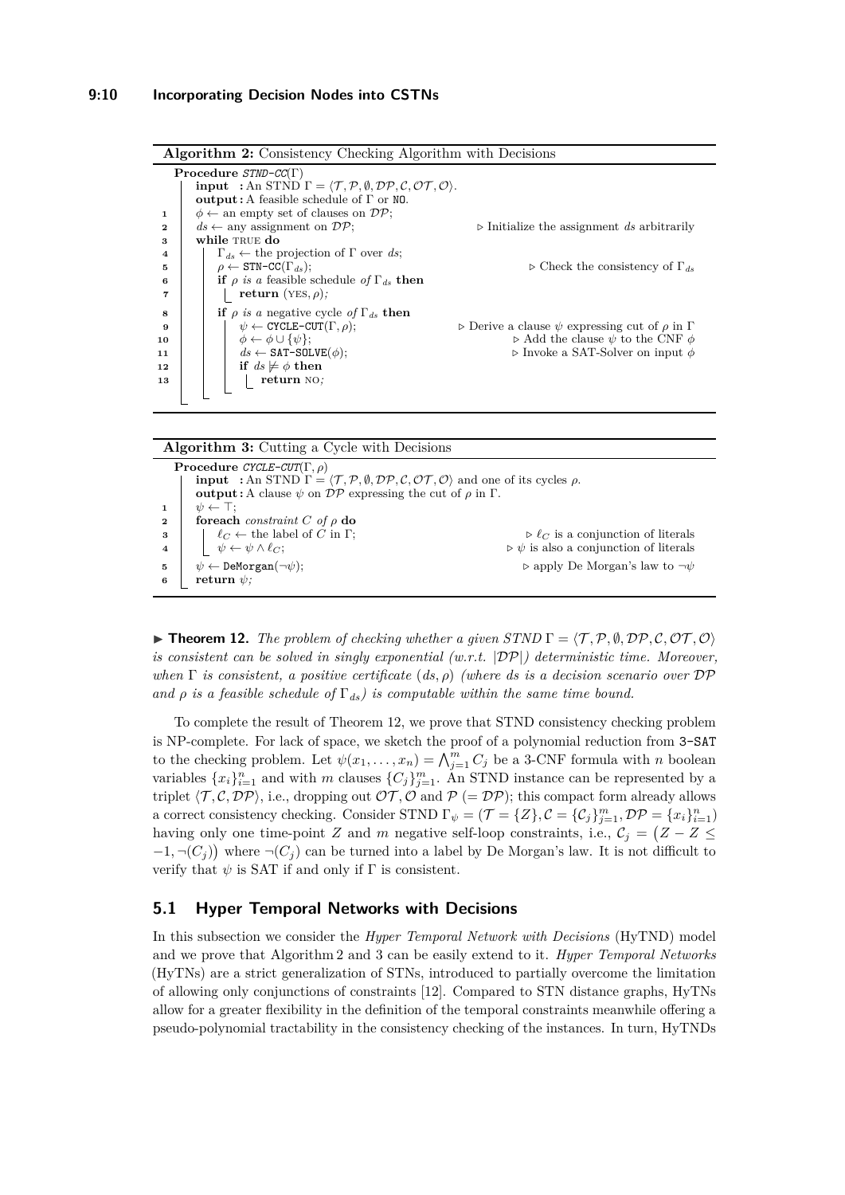**Algorithm 2:** Consistency Checking Algorithm with Decisions

```
Procedure STND-CC(Γ)
    input : An STND Γ = ⟨T, P, ∅, DP, C, OT, O⟩.
    output: A feasible schedule of Γ or NO.
1   φ ← an empty set of clauses on DP;
2   ds ← any assignment on DP;                    ▷ Initialize the assignment ds arbitrarily
3   while TRUE do
4       Γ_ds ← the projection of Γ over ds;
5       ρ ← STN-CC(Γ_ds);                         ▷ Check the consistency of Γ_ds
6       if ρ is a feasible schedule of Γ_ds then
7           return (YES, ρ);
8       if ρ is a negative cycle of Γ_ds then
9           ψ ← CYCLE-CUT(Γ, ρ);                  ▷ Derive a clause ψ expressing cut of ρ in Γ
10          φ ← φ ∪ {ψ};                          ▷ Add the clause ψ to the CNF φ
11          ds ← SAT-SOLVE(φ);                    ▷ Invoke a SAT-Solver on input φ
12          if ds ⊭ φ then
13              return NO;
```

**Algorithm 3:** Cutting a Cycle with Decisions

```
Procedure CYCLE-CUT(Γ, ρ)
    input : An STND Γ = ⟨T, P, ∅, DP, C, OT, O⟩ and one of its cycles ρ.
    output: A clause ψ on DP expressing the cut of ρ in Γ.
1   ψ ← ⊤;
2   foreach constraint C of ρ do
3       ℓ_C ← the label of C in Γ;                ▷ ℓ_C is a conjunction of literals
4       ψ ← ψ ∧ ℓ_C;                              ▷ ψ is also a conjunction of literals
5   ψ ← DeMorgan(¬ψ);                             ▷ apply De Morgan's law to ¬ψ
6   return ψ;
```

▶ **Theorem 12.** *The problem of checking whether a given STND $\Gamma = \langle \mathcal{T}, \mathcal{P}, \emptyset, \mathcal{DP}, \mathcal{C}, \mathcal{OT}, \mathcal{O} \rangle$ is consistent can be solved in singly exponential (w.r.t. $|\mathcal{DP}|$) deterministic time. Moreover, when $\Gamma$ is consistent, a positive certificate $(ds, \rho)$ (where $ds$ is a decision scenario over $\mathcal{DP}$ and $\rho$ is a feasible schedule of $\Gamma_{ds}$) is computable within the same time bound.*

To complete the result of Theorem 12, we prove that STND consistency checking problem is NP-complete. For lack of space, we sketch the proof of a polynomial reduction from 3-SAT to the checking problem. Let $\psi(x_1, \ldots, x_n) = \bigwedge_{j=1}^{m} C_j$ be a 3-CNF formula with $n$ boolean variables $\{x_i\}_{i=1}^{n}$ and with $m$ clauses $\{C_j\}_{j=1}^{m}$. An STND instance can be represented by a triplet $\langle \mathcal{T}, \mathcal{C}, \mathcal{DP} \rangle$, i.e., dropping out $\mathcal{OT}, \mathcal{O}$ and $\mathcal{P}$ ($= \mathcal{DP}$); this compact form already allows a correct consistency checking. Consider STND $\Gamma_\psi = (\mathcal{T} = \{Z\}, \mathcal{C} = \{\mathcal{C}_j\}_{j=1}^{m}, \mathcal{DP} = \{x_i\}_{i=1}^{n})$ having only one time-point $Z$ and $m$ negative self-loop constraints, i.e., $\mathcal{C}_j = (Z - Z \leq -1, \neg(C_j))$ where $\neg(C_j)$ can be turned into a label by De Morgan's law. It is not difficult to verify that $\psi$ is SAT if and only if $\Gamma$ is consistent.

## 5.1 Hyper Temporal Networks with Decisions

In this subsection we consider the *Hyper Temporal Network with Decisions* (HyTND) model and we prove that Algorithm 2 and 3 can be easily extend to it. *Hyper Temporal Networks* (HyTNs) are a strict generalization of STNs, introduced to partially overcome the limitation of allowing only conjunctions of constraints [12]. Compared to STN distance graphs, HyTNs allow for a greater flexibility in the definition of the temporal constraints meanwhile offering a pseudo-polynomial tractability in the consistency checking of the instances. In turn, HyTNDs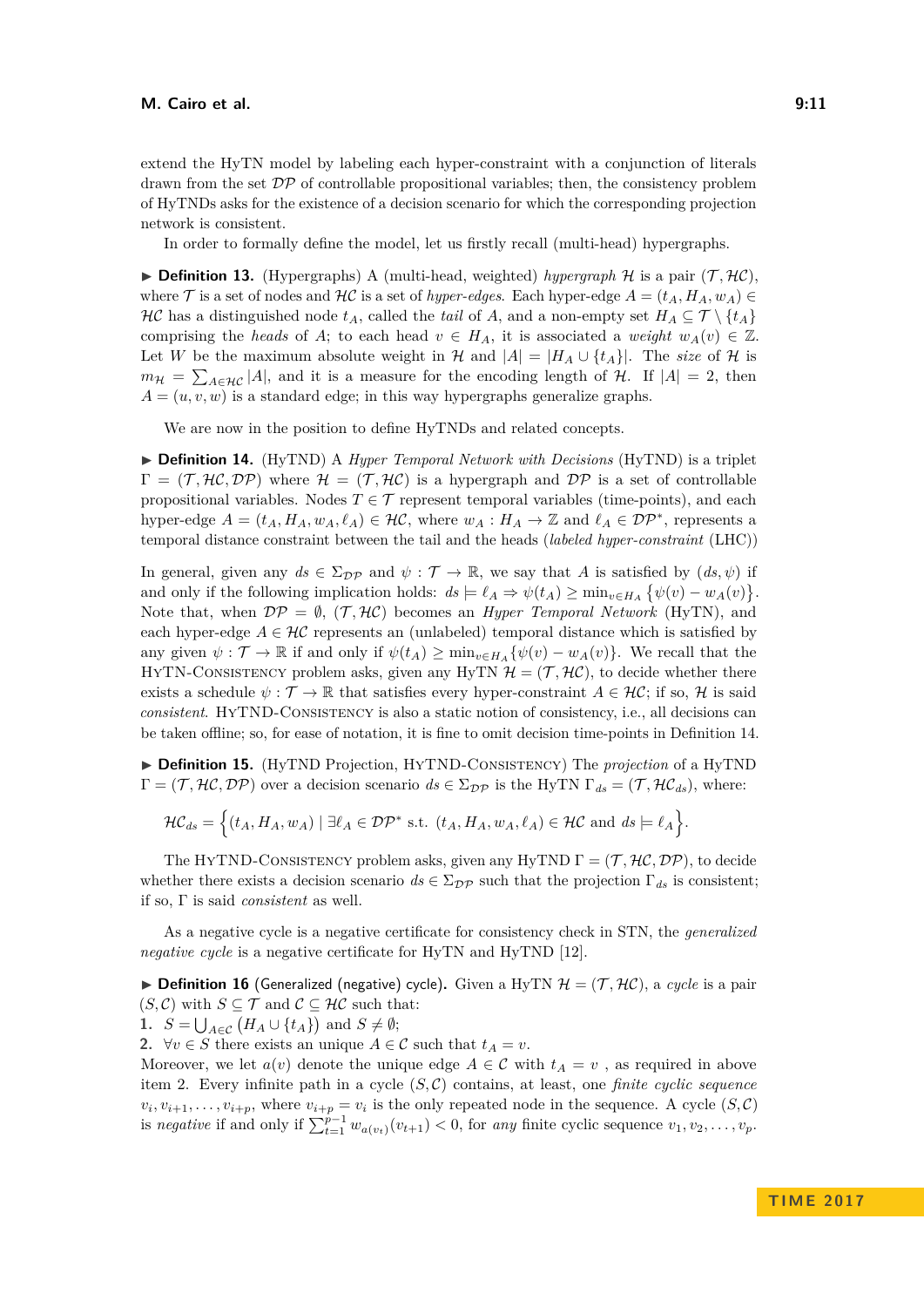extend the HyTN model by labeling each hyper-constraint with a conjunction of literals drawn from the set $\mathcal{DP}$ of controllable propositional variables; then, the consistency problem of HyTNDs asks for the existence of a decision scenario for which the corresponding projection network is consistent.

In order to formally define the model, let us firstly recall (multi-head) hypergraphs.

▶ **Definition 13.** (Hypergraphs) A (multi-head, weighted) *hypergraph* $\mathcal{H}$ is a pair $(\mathcal{T}, \mathcal{HC})$, where $\mathcal{T}$ is a set of nodes and $\mathcal{HC}$ is a set of *hyper-edges*. Each hyper-edge $A = (t_A, H_A, w_A) \in \mathcal{HC}$ has a distinguished node $t_A$, called the *tail* of $A$, and a non-empty set $H_A \subseteq \mathcal{T} \setminus \{t_A\}$ comprising the *heads* of $A$; to each head $v \in H_A$, it is associated a *weight* $w_A(v) \in \mathbb{Z}$. Let $W$ be the maximum absolute weight in $\mathcal{H}$ and $|A| = |H_A \cup \{t_A\}|$. The *size* of $\mathcal{H}$ is $m_{\mathcal{H}} = \sum_{A \in \mathcal{HC}} |A|$, and it is a measure for the encoding length of $\mathcal{H}$. If $|A| = 2$, then $A = (u, v, w)$ is a standard edge; in this way hypergraphs generalize graphs.

We are now in the position to define HyTNDs and related concepts.

▶ **Definition 14.** (HyTND) A *Hyper Temporal Network with Decisions* (HyTND) is a triplet $\Gamma = (\mathcal{T}, \mathcal{HC}, \mathcal{DP})$ where $\mathcal{H} = (\mathcal{T}, \mathcal{HC})$ is a hypergraph and $\mathcal{DP}$ is a set of controllable propositional variables. Nodes $T \in \mathcal{T}$ represent temporal variables (time-points), and each hyper-edge $A = (t_A, H_A, w_A, \ell_A) \in \mathcal{HC}$, where $w_A : H_A \to \mathbb{Z}$ and $\ell_A \in \mathcal{DP}^*$, represents a temporal distance constraint between the tail and the heads (*labeled hyper-constraint* (LHC))

In general, given any $ds \in \Sigma_{\mathcal{DP}}$ and $\psi : \mathcal{T} \to \mathbb{R}$, we say that $A$ is satisfied by $(ds, \psi)$ if and only if the following implication holds: $ds \models \ell_A \Rightarrow \psi(t_A) \geq \min_{v \in H_A} \{\psi(v) - w_A(v)\}$. Note that, when $\mathcal{DP} = \emptyset$, $(\mathcal{T}, \mathcal{HC})$ becomes an *Hyper Temporal Network* (HyTN), and each hyper-edge $A \in \mathcal{HC}$ represents an (unlabeled) temporal distance which is satisfied by any given $\psi : \mathcal{T} \to \mathbb{R}$ if and only if $\psi(t_A) \geq \min_{v \in H_A}\{\psi(v) - w_A(v)\}$. We recall that the HyTN-Consistency problem asks, given any HyTN $\mathcal{H} = (\mathcal{T}, \mathcal{HC})$, to decide whether there exists a schedule $\psi : \mathcal{T} \to \mathbb{R}$ that satisfies every hyper-constraint $A \in \mathcal{HC}$; if so, $\mathcal{H}$ is said *consistent*. HyTND-Consistency is also a static notion of consistency, i.e., all decisions can be taken offline; so, for ease of notation, it is fine to omit decision time-points in Definition 14.

▶ **Definition 15.** (HyTND Projection, HyTND-Consistency) The *projection* of a HyTND $\Gamma = (\mathcal{T}, \mathcal{HC}, \mathcal{DP})$ over a decision scenario $ds \in \Sigma_{\mathcal{DP}}$ is the HyTN $\Gamma_{ds} = (\mathcal{T}, \mathcal{HC}_{ds})$, where:

$$\mathcal{HC}_{ds} = \Big\{(t_A, H_A, w_A) \mid \exists \ell_A \in \mathcal{DP}^* \text{ s.t. } (t_A, H_A, w_A, \ell_A) \in \mathcal{HC} \text{ and } ds \models \ell_A\Big\}.$$

The HyTND-Consistency problem asks, given any HyTND $\Gamma = (\mathcal{T}, \mathcal{HC}, \mathcal{DP})$, to decide whether there exists a decision scenario $ds \in \Sigma_{\mathcal{DP}}$ such that the projection $\Gamma_{ds}$ is consistent; if so, $\Gamma$ is said *consistent* as well.

As a negative cycle is a negative certificate for consistency check in STN, the *generalized negative cycle* is a negative certificate for HyTN and HyTND [12].

▶ **Definition 16** (Generalized (negative) cycle)**.** Given a HyTN $\mathcal{H} = (\mathcal{T}, \mathcal{HC})$, a *cycle* is a pair $(S, \mathcal{C})$ with $S \subseteq \mathcal{T}$ and $\mathcal{C} \subseteq \mathcal{HC}$ such that:

1. $S = \bigcup_{A \in \mathcal{C}} \big(H_A \cup \{t_A\}\big)$ and $S \neq \emptyset$;
2. $\forall v \in S$ there exists an unique $A \in \mathcal{C}$ such that $t_A = v$.

Moreover, we let $a(v)$ denote the unique edge $A \in \mathcal{C}$ with $t_A = v$ , as required in above item 2. Every infinite path in a cycle $(S, \mathcal{C})$ contains, at least, one *finite cyclic sequence* $v_i, v_{i+1}, \ldots, v_{i+p}$, where $v_{i+p} = v_i$ is the only repeated node in the sequence. A cycle $(S, \mathcal{C})$ is *negative* if and only if $\sum_{t=1}^{p-1} w_{a(v_t)}(v_{t+1}) < 0$, for *any* finite cyclic sequence $v_1, v_2, \ldots, v_p$.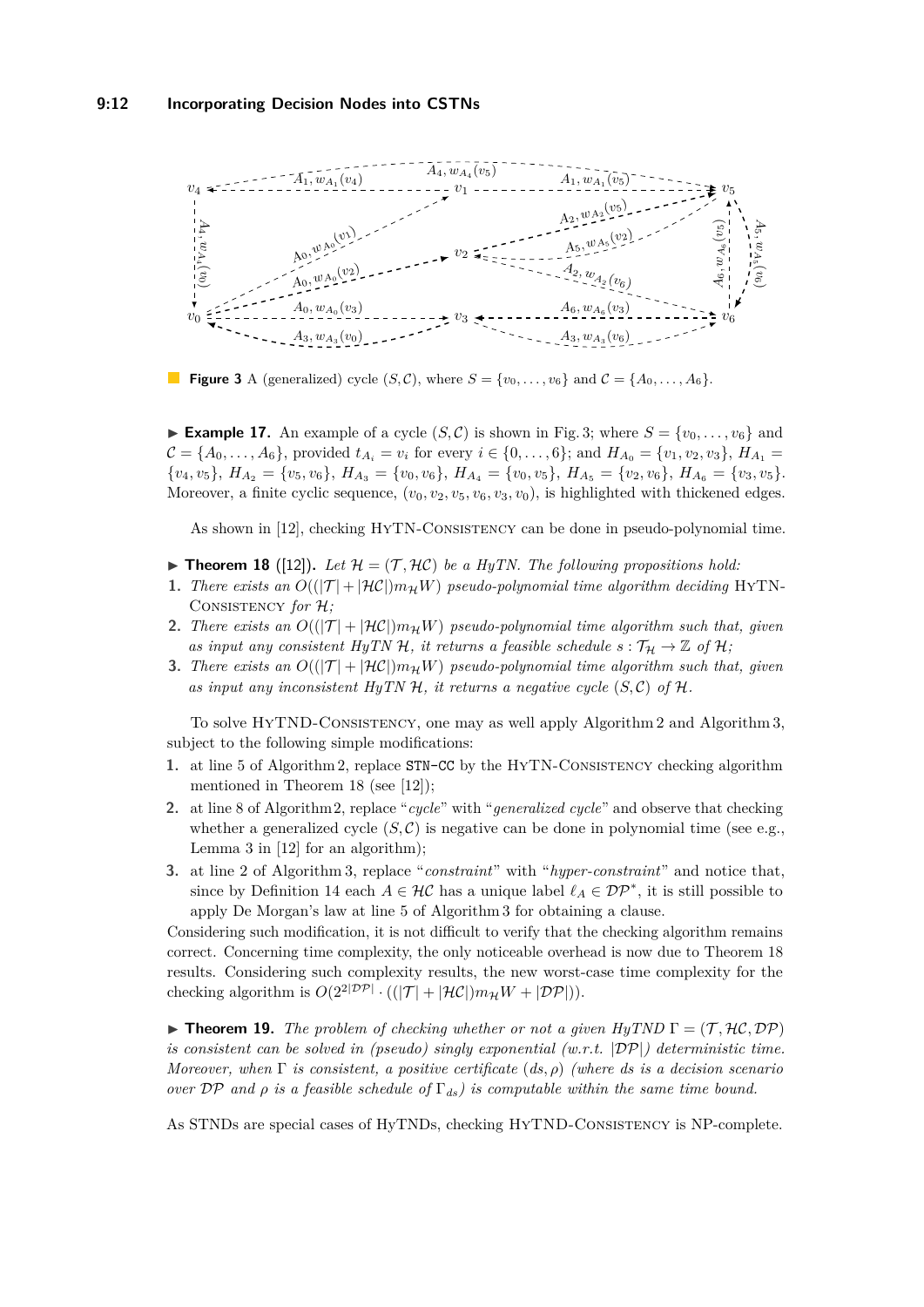**Figure 3** A (generalized) cycle $(S, \mathcal{C})$, where $S = \{v_0, \ldots, v_6\}$ and $\mathcal{C} = \{A_0, \ldots, A_6\}$.

▶ **Example 17.** An example of a cycle $(S, \mathcal{C})$ is shown in Fig. 3; where $S = \{v_0, \ldots, v_6\}$ and $\mathcal{C} = \{A_0, \ldots, A_6\}$, provided $t_{A_i} = v_i$ for every $i \in \{0, \ldots, 6\}$; and $H_{A_0} = \{v_1, v_2, v_3\}$, $H_{A_1} = \{v_4, v_5\}$, $H_{A_2} = \{v_5, v_6\}$, $H_{A_3} = \{v_0, v_6\}$, $H_{A_4} = \{v_0, v_5\}$, $H_{A_5} = \{v_2, v_6\}$, $H_{A_6} = \{v_3, v_5\}$. Moreover, a finite cyclic sequence, $(v_0, v_2, v_5, v_6, v_3, v_0)$, is highlighted with thickened edges.

As shown in [12], checking HyTN-Consistency can be done in pseudo-polynomial time.

▶ **Theorem 18** ([12]). *Let $\mathcal{H} = (\mathcal{T}, \mathcal{HC})$ be a HyTN. The following propositions hold:*

1. *There exists an $O((|\mathcal{T}| + |\mathcal{HC}|)m_{\mathcal{H}}W)$ pseudo-polynomial time algorithm deciding* HyTN-Consistency *for $\mathcal{H}$;*
2. *There exists an $O((|\mathcal{T}| + |\mathcal{HC}|)m_{\mathcal{H}}W)$ pseudo-polynomial time algorithm such that, given as input any consistent HyTN $\mathcal{H}$, it returns a feasible schedule $s : \mathcal{T}_{\mathcal{H}} \to \mathbb{Z}$ of $\mathcal{H}$;*
3. *There exists an $O((|\mathcal{T}| + |\mathcal{HC}|)m_{\mathcal{H}}W)$ pseudo-polynomial time algorithm such that, given as input any inconsistent HyTN $\mathcal{H}$, it returns a negative cycle $(S, \mathcal{C})$ of $\mathcal{H}$.*

To solve HyTND-Consistency, one may as well apply Algorithm 2 and Algorithm 3, subject to the following simple modifications:

1. at line 5 of Algorithm 2, replace `STN-CC` by the HyTN-Consistency checking algorithm mentioned in Theorem 18 (see [12]);
2. at line 8 of Algorithm 2, replace "*cycle*" with "*generalized cycle*" and observe that checking whether a generalized cycle $(S, \mathcal{C})$ is negative can be done in polynomial time (see e.g., Lemma 3 in [12] for an algorithm);
3. at line 2 of Algorithm 3, replace "*constraint*" with "*hyper-constraint*" and notice that, since by Definition 14 each $A \in \mathcal{HC}$ has a unique label $\ell_A \in \mathcal{DP}^*$, it is still possible to apply De Morgan's law at line 5 of Algorithm 3 for obtaining a clause.

Considering such modification, it is not difficult to verify that the checking algorithm remains correct. Concerning time complexity, the only noticeable overhead is now due to Theorem 18 results. Considering such complexity results, the new worst-case time complexity for the checking algorithm is $O(2^{2|\mathcal{DP}|} \cdot ((|\mathcal{T}| + |\mathcal{HC}|)m_{\mathcal{H}}W + |\mathcal{DP}|))$.

▶ **Theorem 19.** *The problem of checking whether or not a given HyTND $\Gamma = (\mathcal{T}, \mathcal{HC}, \mathcal{DP})$ is consistent can be solved in (pseudo) singly exponential (w.r.t. $|\mathcal{DP}|$) deterministic time. Moreover, when $\Gamma$ is consistent, a positive certificate $(ds, \rho)$ (where $ds$ is a decision scenario over $\mathcal{DP}$ and $\rho$ is a feasible schedule of $\Gamma_{ds}$) is computable within the same time bound.*

As STNDs are special cases of HyTNDs, checking HyTND-Consistency is NP-complete.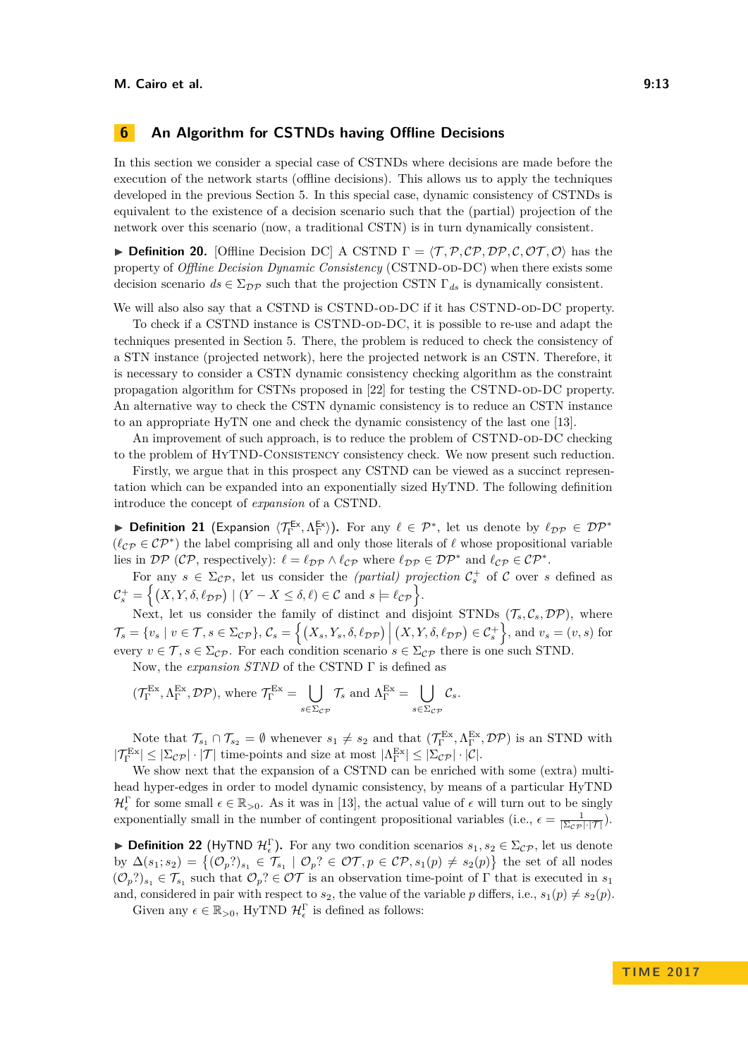## 6 An Algorithm for CSTNDs having Offline Decisions

In this section we consider a special case of CSTNDs where decisions are made before the execution of the network starts (offline decisions). This allows us to apply the techniques developed in the previous Section 5. In this special case, dynamic consistency of CSTNDs is equivalent to the existence of a decision scenario such that the (partial) projection of the network over this scenario (now, a traditional CSTN) is in turn dynamically consistent.

▶ **Definition 20.** [Offline Decision DC] A CSTND $\Gamma = \langle \mathcal{T}, \mathcal{P}, \mathcal{CP}, \mathcal{DP}, \mathcal{C}, \mathcal{OT}, \mathcal{O} \rangle$ has the property of *Offline Decision Dynamic Consistency* (CSTND-OD-DC) when there exists some decision scenario $ds \in \Sigma_{\mathcal{DP}}$ such that the projection CSTN $\Gamma_{ds}$ is dynamically consistent.

We will also also say that a CSTND is CSTND-OD-DC if it has CSTND-OD-DC property.

To check if a CSTND instance is CSTND-OD-DC, it is possible to re-use and adapt the techniques presented in Section 5. There, the problem is reduced to check the consistency of a STN instance (projected network), here the projected network is an CSTN. Therefore, it is necessary to consider a CSTN dynamic consistency checking algorithm as the constraint propagation algorithm for CSTNs proposed in [22] for testing the CSTND-OD-DC property. An alternative way to check the CSTN dynamic consistency is to reduce an CSTN instance to an appropriate HyTN one and check the dynamic consistency of the last one [13].

An improvement of such approach, is to reduce the problem of CSTND-OD-DC checking to the problem of HyTND-Consistency consistency check. We now present such reduction.

Firstly, we argue that in this prospect any CSTND can be viewed as a succinct representation which can be expanded into an exponentially sized HyTND. The following definition introduce the concept of *expansion* of a CSTND.

▶ **Definition 21** (Expansion $\langle \mathcal{T}^{\mathsf{Ex}}_{\Gamma}, \Lambda^{\mathsf{Ex}}_{\Gamma} \rangle$). For any $\ell \in \mathcal{P}^*$, let us denote by $\ell_{\mathcal{DP}} \in \mathcal{DP}^*$ ($\ell_{\mathcal{CP}} \in \mathcal{CP}^*$) the label comprising all and only those literals of $\ell$ whose propositional variable lies in $\mathcal{DP}$ ($\mathcal{CP}$, respectively): $\ell = \ell_{\mathcal{DP}} \wedge \ell_{\mathcal{CP}}$ where $\ell_{\mathcal{DP}} \in \mathcal{DP}^*$ and $\ell_{\mathcal{CP}} \in \mathcal{CP}^*$.

For any $s \in \Sigma_{\mathcal{CP}}$, let us consider the *(partial) projection* $\mathcal{C}^+_s$ of $\mathcal{C}$ over $s$ defined as $\mathcal{C}^+_s = \Big\{ (X, Y, \delta, \ell_{\mathcal{DP}}) \mid (Y - X \leq \delta, \ell) \in \mathcal{C} \text{ and } s \models \ell_{\mathcal{CP}} \Big\}$.

Next, let us consider the family of distinct and disjoint STNDs $(\mathcal{T}_s, \mathcal{C}_s, \mathcal{DP})$, where $\mathcal{T}_s = \{v_s \mid v \in \mathcal{T}, s \in \Sigma_{\mathcal{CP}}\}$, $\mathcal{C}_s = \Big\{ (X_s, Y_s, \delta, \ell_{\mathcal{DP}}) \,\Big|\, (X, Y, \delta, \ell_{\mathcal{DP}}) \in \mathcal{C}^+_s \Big\}$, and $v_s = (v, s)$ for every $v \in \mathcal{T}, s \in \Sigma_{\mathcal{CP}}$. For each condition scenario $s \in \Sigma_{\mathcal{CP}}$ there is one such STND.

Now, the *expansion STND* of the CSTND $\Gamma$ is defined as

$$(\mathcal{T}^{\mathrm{Ex}}_{\Gamma}, \Lambda^{\mathrm{Ex}}_{\Gamma}, \mathcal{DP}), \text{ where } \mathcal{T}^{\mathrm{Ex}}_{\Gamma} = \bigcup_{s \in \Sigma_{\mathcal{CP}}} \mathcal{T}_s \text{ and } \Lambda^{\mathrm{Ex}}_{\Gamma} = \bigcup_{s \in \Sigma_{\mathcal{CP}}} \mathcal{C}_s.$$

Note that $\mathcal{T}_{s_1} \cap \mathcal{T}_{s_2} = \emptyset$ whenever $s_1 \neq s_2$ and that $(\mathcal{T}^{\mathrm{Ex}}_{\Gamma}, \Lambda^{\mathrm{Ex}}_{\Gamma}, \mathcal{DP})$ is an STND with $|\mathcal{T}^{\mathrm{Ex}}_{\Gamma}| \leq |\Sigma_{\mathcal{CP}}| \cdot |\mathcal{T}|$ time-points and size at most $|\Lambda^{\mathrm{Ex}}_{\Gamma}| \leq |\Sigma_{\mathcal{CP}}| \cdot |\mathcal{C}|$.

We show next that the expansion of a CSTND can be enriched with some (extra) multi-head hyper-edges in order to model dynamic consistency, by means of a particular HyTND $\mathcal{H}^{\Gamma}_{\epsilon}$ for some small $\epsilon \in \mathbb{R}_{>0}$. As it was in [13], the actual value of $\epsilon$ will turn out to be singly exponentially small in the number of contingent propositional variables (i.e., $\epsilon = \frac{1}{|\Sigma_{\mathcal{CP}}| \cdot |\mathcal{T}|}$).

▶ **Definition 22** (HyTND $\mathcal{H}^{\Gamma}_{\epsilon}$). For any two condition scenarios $s_1, s_2 \in \Sigma_{\mathcal{CP}}$, let us denote by $\Delta(s_1; s_2) = \big\{ (\mathcal{O}_p?)_{s_1} \in \mathcal{T}_{s_1} \mid \mathcal{O}_p? \in \mathcal{OT}, p \in \mathcal{CP}, s_1(p) \neq s_2(p) \big\}$ the set of all nodes $(\mathcal{O}_p?)_{s_1} \in \mathcal{T}_{s_1}$ such that $\mathcal{O}_p? \in \mathcal{OT}$ is an observation time-point of $\Gamma$ that is executed in $s_1$ and, considered in pair with respect to $s_2$, the value of the variable $p$ differs, i.e., $s_1(p) \neq s_2(p)$.

Given any $\epsilon \in \mathbb{R}_{>0}$, HyTND $\mathcal{H}^{\Gamma}_{\epsilon}$ is defined as follows: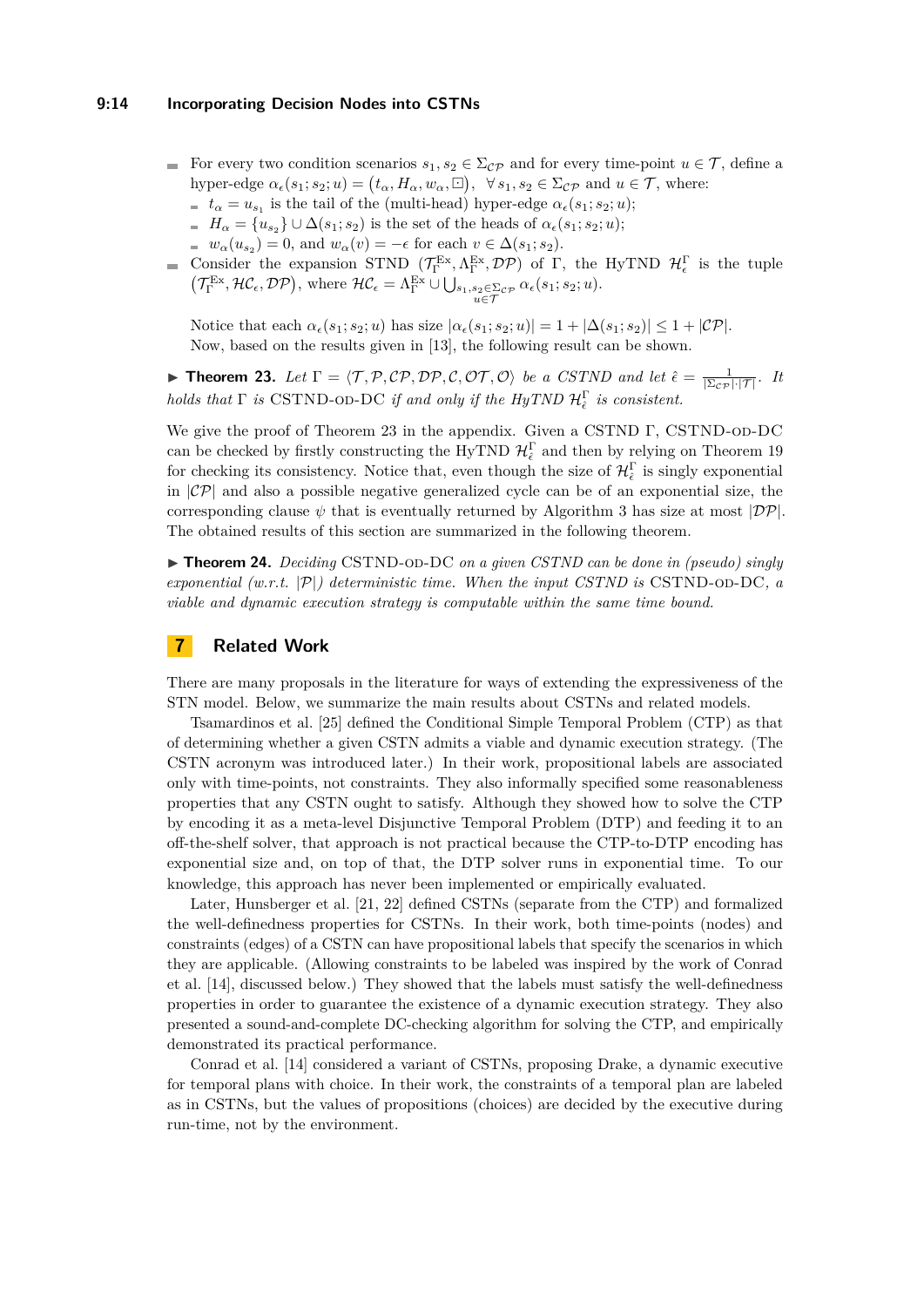- For every two condition scenarios $s_1, s_2 \in \Sigma_{\mathcal{CP}}$ and for every time-point $u \in \mathcal{T}$, define a hyper-edge $\alpha_\epsilon(s_1; s_2; u) = (t_\alpha, H_\alpha, w_\alpha, \boxdot)$, $\forall\, s_1, s_2 \in \Sigma_{\mathcal{CP}}$ and $u \in \mathcal{T}$, where:
  - $t_\alpha = u_{s_1}$ is the tail of the (multi-head) hyper-edge $\alpha_\epsilon(s_1; s_2; u)$;
  - $H_\alpha = \{u_{s_2}\} \cup \Delta(s_1; s_2)$ is the set of the heads of $\alpha_\epsilon(s_1; s_2; u)$;
  - $w_\alpha(u_{s_2}) = 0$, and $w_\alpha(v) = -\epsilon$ for each $v \in \Delta(s_1; s_2)$.
- Consider the expansion STND $(\mathcal{T}^{\text{Ex}}_\Gamma, \Lambda^{\text{Ex}}_\Gamma, \mathcal{DP})$ of $\Gamma$, the HyTND $\mathcal{H}^\Gamma_\epsilon$ is the tuple $(\mathcal{T}^{\text{Ex}}_\Gamma, \mathcal{HC}_\epsilon, \mathcal{DP})$, where $\mathcal{HC}_\epsilon = \Lambda^{\text{Ex}}_\Gamma \cup \bigcup_{\substack{s_1, s_2 \in \Sigma_{\mathcal{CP}} \\ u \in \mathcal{T}}} \alpha_\epsilon(s_1; s_2; u)$.

  Notice that each $\alpha_\epsilon(s_1; s_2; u)$ has size $|\alpha_\epsilon(s_1; s_2; u)| = 1 + |\Delta(s_1; s_2)| \leq 1 + |\mathcal{CP}|$. Now, based on the results given in [13], the following result can be shown.

▶ **Theorem 23.** *Let $\Gamma = \langle \mathcal{T}, \mathcal{P}, \mathcal{CP}, \mathcal{DP}, \mathcal{C}, \mathcal{OT}, \mathcal{O} \rangle$ be a CSTND and let $\hat{\epsilon} = \frac{1}{|\Sigma_{\mathcal{CP}}| \cdot |\mathcal{T}|}$. It holds that $\Gamma$ is* CSTND-OD-DC *if and only if the HyTND $\mathcal{H}^\Gamma_{\hat{\epsilon}}$ is consistent.*

We give the proof of Theorem 23 in the appendix. Given a CSTND $\Gamma$, CSTND-OD-DC can be checked by firstly constructing the HyTND $\mathcal{H}^\Gamma_{\hat{\epsilon}}$ and then by relying on Theorem 19 for checking its consistency. Notice that, even though the size of $\mathcal{H}^\Gamma_{\hat{\epsilon}}$ is singly exponential in $|\mathcal{CP}|$ and also a possible negative generalized cycle can be of an exponential size, the corresponding clause $\psi$ that is eventually returned by Algorithm 3 has size at most $|\mathcal{DP}|$. The obtained results of this section are summarized in the following theorem.

▶ **Theorem 24.** *Deciding* CSTND-OD-DC *on a given CSTND can be done in (pseudo) singly exponential (w.r.t. $|\mathcal{P}|$) deterministic time. When the input CSTND is* CSTND-OD-DC*, a viable and dynamic execution strategy is computable within the same time bound.*

## 7 Related Work

There are many proposals in the literature for ways of extending the expressiveness of the STN model. Below, we summarize the main results about CSTNs and related models.

Tsamardinos et al. [25] defined the Conditional Simple Temporal Problem (CTP) as that of determining whether a given CSTN admits a viable and dynamic execution strategy. (The CSTN acronym was introduced later.) In their work, propositional labels are associated only with time-points, not constraints. They also informally specified some reasonableness properties that any CSTN ought to satisfy. Although they showed how to solve the CTP by encoding it as a meta-level Disjunctive Temporal Problem (DTP) and feeding it to an off-the-shelf solver, that approach is not practical because the CTP-to-DTP encoding has exponential size and, on top of that, the DTP solver runs in exponential time. To our knowledge, this approach has never been implemented or empirically evaluated.

Later, Hunsberger et al. [21, 22] defined CSTNs (separate from the CTP) and formalized the well-definedness properties for CSTNs. In their work, both time-points (nodes) and constraints (edges) of a CSTN can have propositional labels that specify the scenarios in which they are applicable. (Allowing constraints to be labeled was inspired by the work of Conrad et al. [14], discussed below.) They showed that the labels must satisfy the well-definedness properties in order to guarantee the existence of a dynamic execution strategy. They also presented a sound-and-complete DC-checking algorithm for solving the CTP, and empirically demonstrated its practical performance.

Conrad et al. [14] considered a variant of CSTNs, proposing Drake, a dynamic executive for temporal plans with choice. In their work, the constraints of a temporal plan are labeled as in CSTNs, but the values of propositions (choices) are decided by the executive during run-time, not by the environment.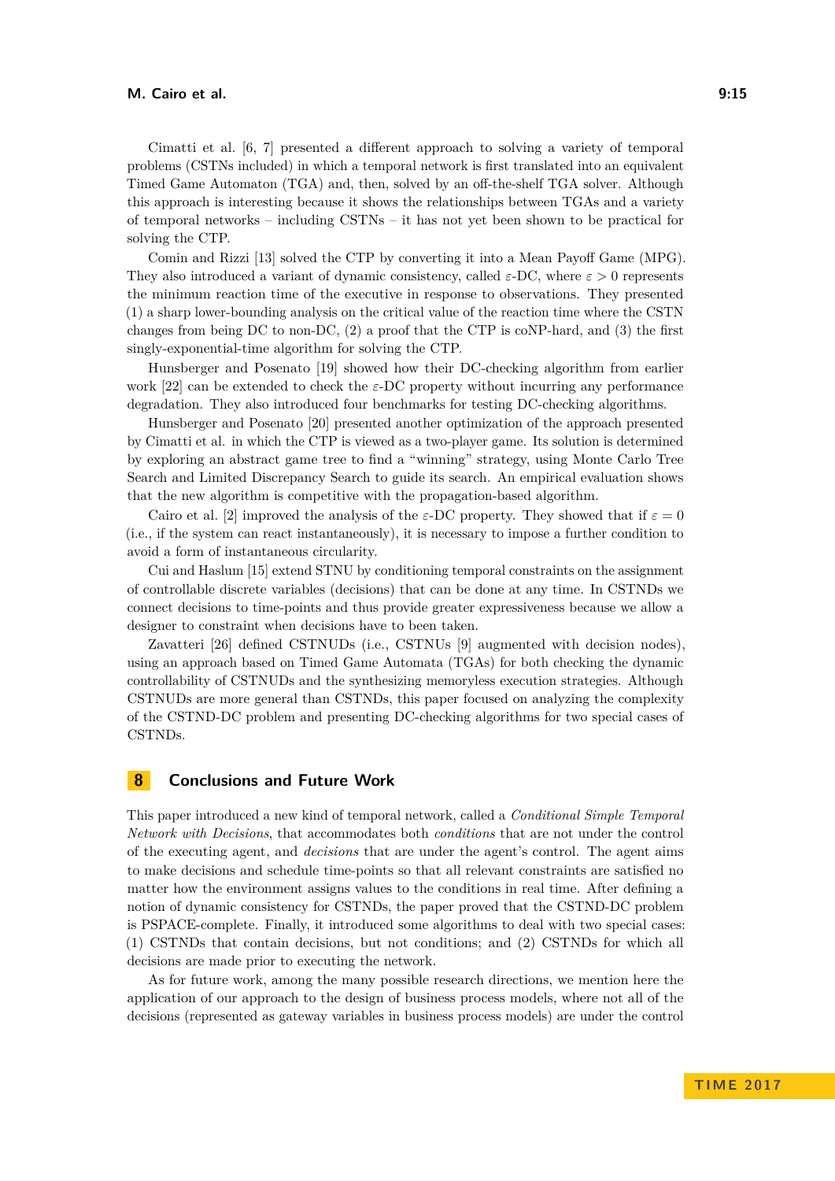Cimatti et al. [6, 7] presented a different approach to solving a variety of temporal problems (CSTNs included) in which a temporal network is first translated into an equivalent Timed Game Automaton (TGA) and, then, solved by an off-the-shelf TGA solver. Although this approach is interesting because it shows the relationships between TGAs and a variety of temporal networks – including CSTNs – it has not yet been shown to be practical for solving the CTP.

Comin and Rizzi [13] solved the CTP by converting it into a Mean Payoff Game (MPG). They also introduced a variant of dynamic consistency, called $\varepsilon$-DC, where $\varepsilon > 0$ represents the minimum reaction time of the executive in response to observations. They presented (1) a sharp lower-bounding analysis on the critical value of the reaction time where the CSTN changes from being DC to non-DC, (2) a proof that the CTP is coNP-hard, and (3) the first singly-exponential-time algorithm for solving the CTP.

Hunsberger and Posenato [19] showed how their DC-checking algorithm from earlier work [22] can be extended to check the $\varepsilon$-DC property without incurring any performance degradation. They also introduced four benchmarks for testing DC-checking algorithms.

Hunsberger and Posenato [20] presented another optimization of the approach presented by Cimatti et al. in which the CTP is viewed as a two-player game. Its solution is determined by exploring an abstract game tree to find a "winning" strategy, using Monte Carlo Tree Search and Limited Discrepancy Search to guide its search. An empirical evaluation shows that the new algorithm is competitive with the propagation-based algorithm.

Cairo et al. [2] improved the analysis of the $\varepsilon$-DC property. They showed that if $\varepsilon = 0$ (i.e., if the system can react instantaneously), it is necessary to impose a further condition to avoid a form of instantaneous circularity.

Cui and Haslum [15] extend STNU by conditioning temporal constraints on the assignment of controllable discrete variables (decisions) that can be done at any time. In CSTNDs we connect decisions to time-points and thus provide greater expressiveness because we allow a designer to constraint when decisions have to been taken.

Zavatteri [26] defined CSTNUDs (i.e., CSTNUs [9] augmented with decision nodes), using an approach based on Timed Game Automata (TGAs) for both checking the dynamic controllability of CSTNUDs and the synthesizing memoryless execution strategies. Although CSTNUDs are more general than CSTNDs, this paper focused on analyzing the complexity of the CSTND-DC problem and presenting DC-checking algorithms for two special cases of CSTNDs.

## 8 Conclusions and Future Work

This paper introduced a new kind of temporal network, called a *Conditional Simple Temporal Network with Decisions*, that accommodates both *conditions* that are not under the control of the executing agent, and *decisions* that are under the agent's control. The agent aims to make decisions and schedule time-points so that all relevant constraints are satisfied no matter how the environment assigns values to the conditions in real time. After defining a notion of dynamic consistency for CSTNDs, the paper proved that the CSTND-DC problem is PSPACE-complete. Finally, it introduced some algorithms to deal with two special cases: (1) CSTNDs that contain decisions, but not conditions; and (2) CSTNDs for which all decisions are made prior to executing the network.

As for future work, among the many possible research directions, we mention here the application of our approach to the design of business process models, where not all of the decisions (represented as gateway variables in business process models) are under the control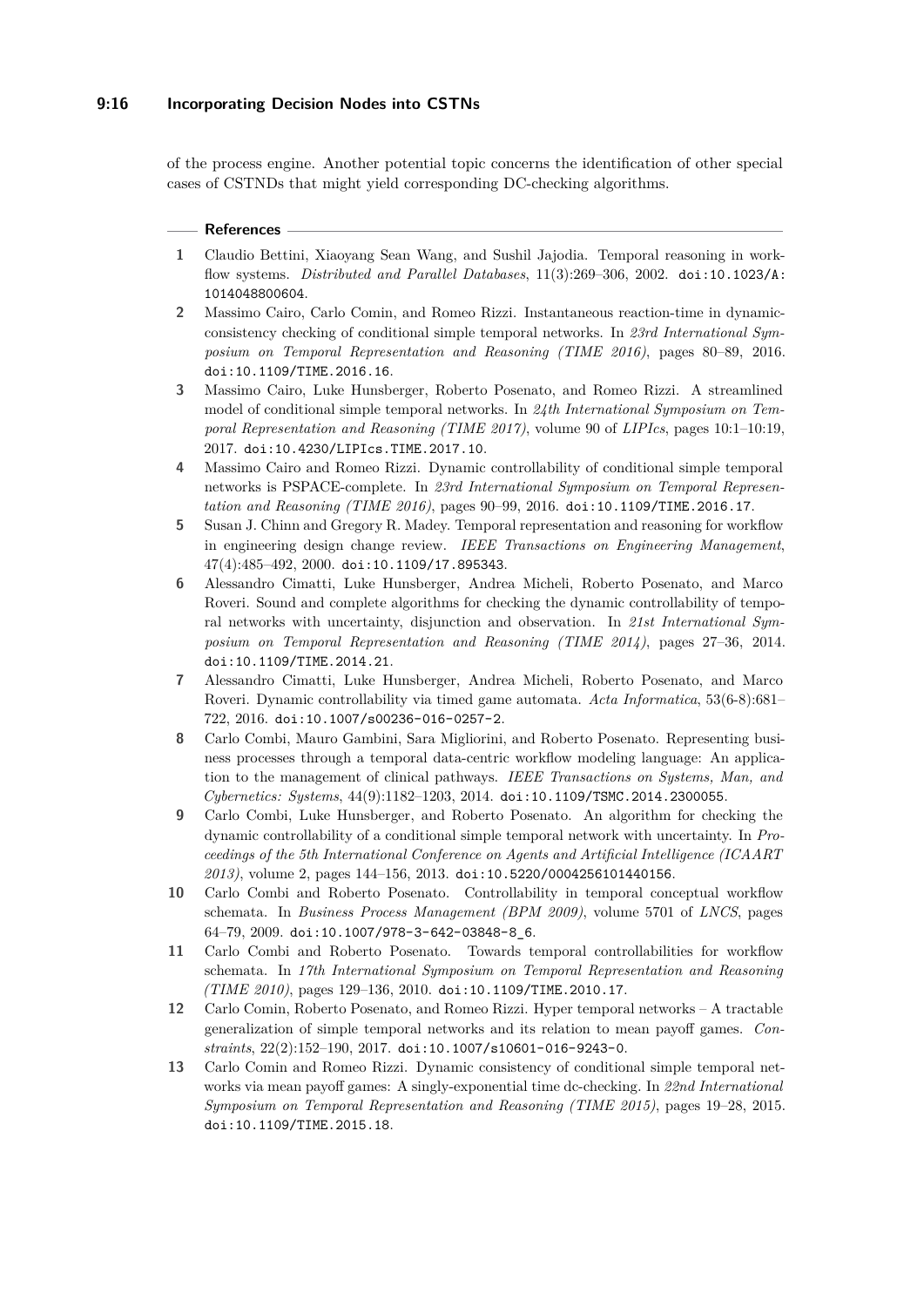of the process engine. Another potential topic concerns the identification of other special cases of CSTNDs that might yield corresponding DC-checking algorithms.

## References

1. Claudio Bettini, Xiaoyang Sean Wang, and Sushil Jajodia. Temporal reasoning in workflow systems. *Distributed and Parallel Databases*, 11(3):269–306, 2002. doi:10.1023/A:1014048800604.
2. Massimo Cairo, Carlo Comin, and Romeo Rizzi. Instantaneous reaction-time in dynamic-consistency checking of conditional simple temporal networks. In *23rd International Symposium on Temporal Representation and Reasoning (TIME 2016)*, pages 80–89, 2016. doi:10.1109/TIME.2016.16.
3. Massimo Cairo, Luke Hunsberger, Roberto Posenato, and Romeo Rizzi. A streamlined model of conditional simple temporal networks. In *24th International Symposium on Temporal Representation and Reasoning (TIME 2017)*, volume 90 of *LIPIcs*, pages 10:1–10:19, 2017. doi:10.4230/LIPIcs.TIME.2017.10.
4. Massimo Cairo and Romeo Rizzi. Dynamic controllability of conditional simple temporal networks is PSPACE-complete. In *23rd International Symposium on Temporal Representation and Reasoning (TIME 2016)*, pages 90–99, 2016. doi:10.1109/TIME.2016.17.
5. Susan J. Chinn and Gregory R. Madey. Temporal representation and reasoning for workflow in engineering design change review. *IEEE Transactions on Engineering Management*, 47(4):485–492, 2000. doi:10.1109/17.895343.
6. Alessandro Cimatti, Luke Hunsberger, Andrea Micheli, Roberto Posenato, and Marco Roveri. Sound and complete algorithms for checking the dynamic controllability of temporal networks with uncertainty, disjunction and observation. In *21st International Symposium on Temporal Representation and Reasoning (TIME 2014)*, pages 27–36, 2014. doi:10.1109/TIME.2014.21.
7. Alessandro Cimatti, Luke Hunsberger, Andrea Micheli, Roberto Posenato, and Marco Roveri. Dynamic controllability via timed game automata. *Acta Informatica*, 53(6-8):681–722, 2016. doi:10.1007/s00236-016-0257-2.
8. Carlo Combi, Mauro Gambini, Sara Migliorini, and Roberto Posenato. Representing business processes through a temporal data-centric workflow modeling language: An application to the management of clinical pathways. *IEEE Transactions on Systems, Man, and Cybernetics: Systems*, 44(9):1182–1203, 2014. doi:10.1109/TSMC.2014.2300055.
9. Carlo Combi, Luke Hunsberger, and Roberto Posenato. An algorithm for checking the dynamic controllability of a conditional simple temporal network with uncertainty. In *Proceedings of the 5th International Conference on Agents and Artificial Intelligence (ICAART 2013)*, volume 2, pages 144–156, 2013. doi:10.5220/0004256101440156.
10. Carlo Combi and Roberto Posenato. Controllability in temporal conceptual workflow schemata. In *Business Process Management (BPM 2009)*, volume 5701 of *LNCS*, pages 64–79, 2009. doi:10.1007/978-3-642-03848-8_6.
11. Carlo Combi and Roberto Posenato. Towards temporal controllabilities for workflow schemata. In *17th International Symposium on Temporal Representation and Reasoning (TIME 2010)*, pages 129–136, 2010. doi:10.1109/TIME.2010.17.
12. Carlo Comin, Roberto Posenato, and Romeo Rizzi. Hyper temporal networks – A tractable generalization of simple temporal networks and its relation to mean payoff games. *Constraints*, 22(2):152–190, 2017. doi:10.1007/s10601-016-9243-0.
13. Carlo Comin and Romeo Rizzi. Dynamic consistency of conditional simple temporal networks via mean payoff games: A singly-exponential time dc-checking. In *22nd International Symposium on Temporal Representation and Reasoning (TIME 2015)*, pages 19–28, 2015. doi:10.1109/TIME.2015.18.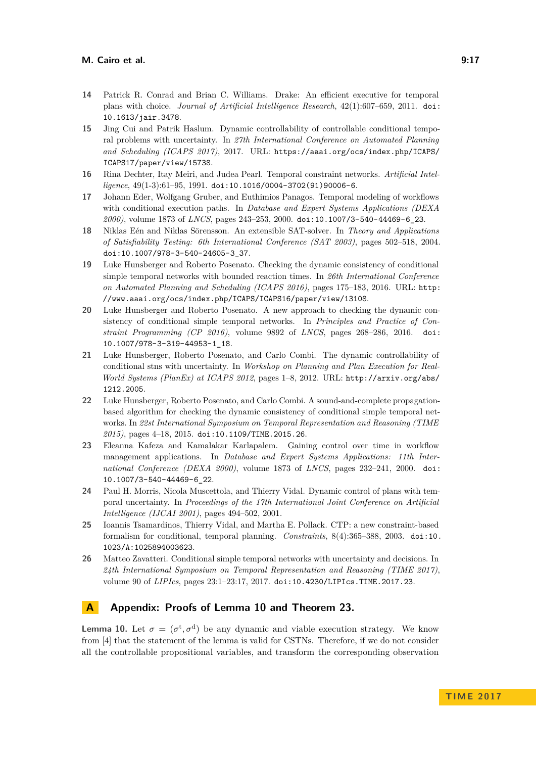14 Patrick R. Conrad and Brian C. Williams. Drake: An efficient executive for temporal plans with choice. *Journal of Artificial Intelligence Research*, 42(1):607–659, 2011. doi:10.1613/jair.3478.

15 Jing Cui and Patrik Haslum. Dynamic controllability of controllable conditional temporal problems with uncertainty. In *27th International Conference on Automated Planning and Scheduling (ICAPS 2017)*, 2017. URL: https://aaai.org/ocs/index.php/ICAPS/ICAPS17/paper/view/15738.

16 Rina Dechter, Itay Meiri, and Judea Pearl. Temporal constraint networks. *Artificial Intelligence*, 49(1-3):61–95, 1991. doi:10.1016/0004-3702(91)90006-6.

17 Johann Eder, Wolfgang Gruber, and Euthimios Panagos. Temporal modeling of workflows with conditional execution paths. In *Database and Expert Systems Applications (DEXA 2000)*, volume 1873 of *LNCS*, pages 243–253, 2000. doi:10.1007/3-540-44469-6_23.

18 Niklas Eén and Niklas Sörensson. An extensible SAT-solver. In *Theory and Applications of Satisfiability Testing: 6th International Conference (SAT 2003)*, pages 502–518, 2004. doi:10.1007/978-3-540-24605-3_37.

19 Luke Hunsberger and Roberto Posenato. Checking the dynamic consistency of conditional simple temporal networks with bounded reaction times. In *26th International Conference on Automated Planning and Scheduling (ICAPS 2016)*, pages 175–183, 2016. URL: http://www.aaai.org/ocs/index.php/ICAPS/ICAPS16/paper/view/13108.

20 Luke Hunsberger and Roberto Posenato. A new approach to checking the dynamic consistency of conditional simple temporal networks. In *Principles and Practice of Constraint Programming (CP 2016)*, volume 9892 of *LNCS*, pages 268–286, 2016. doi:10.1007/978-3-319-44953-1_18.

21 Luke Hunsberger, Roberto Posenato, and Carlo Combi. The dynamic controllability of conditional stns with uncertainty. In *Workshop on Planning and Plan Execution for Real-World Systems (PlanEx) at ICAPS 2012*, pages 1–8, 2012. URL: http://arxiv.org/abs/1212.2005.

22 Luke Hunsberger, Roberto Posenato, and Carlo Combi. A sound-and-complete propagation-based algorithm for checking the dynamic consistency of conditional simple temporal networks. In *22st International Symposium on Temporal Representation and Reasoning (TIME 2015)*, pages 4–18, 2015. doi:10.1109/TIME.2015.26.

23 Eleanna Kafeza and Kamalakar Karlapalem. Gaining control over time in workflow management applications. In *Database and Expert Systems Applications: 11th International Conference (DEXA 2000)*, volume 1873 of *LNCS*, pages 232–241, 2000. doi:10.1007/3-540-44469-6_22.

24 Paul H. Morris, Nicola Muscettola, and Thierry Vidal. Dynamic control of plans with temporal uncertainty. In *Proceedings of the 17th International Joint Conference on Artificial Intelligence (IJCAI 2001)*, pages 494–502, 2001.

25 Ioannis Tsamardinos, Thierry Vidal, and Martha E. Pollack. CTP: a new constraint-based formalism for conditional, temporal planning. *Constraints*, 8(4):365–388, 2003. doi:10.1023/A:1025894003623.

26 Matteo Zavatteri. Conditional simple temporal networks with uncertainty and decisions. In *24th International Symposium on Temporal Representation and Reasoning (TIME 2017)*, volume 90 of *LIPIcs*, pages 23:1–23:17, 2017. doi:10.4230/LIPIcs.TIME.2017.23.

# A Appendix: Proofs of Lemma 10 and Theorem 23.

**Lemma 10.** Let $\sigma = (\sigma^{\mathrm{t}}, \sigma^{\mathrm{d}})$ be any dynamic and viable execution strategy. We know from [4] that the statement of the lemma is valid for CSTNs. Therefore, if we do not consider all the controllable propositional variables, and transform the corresponding observation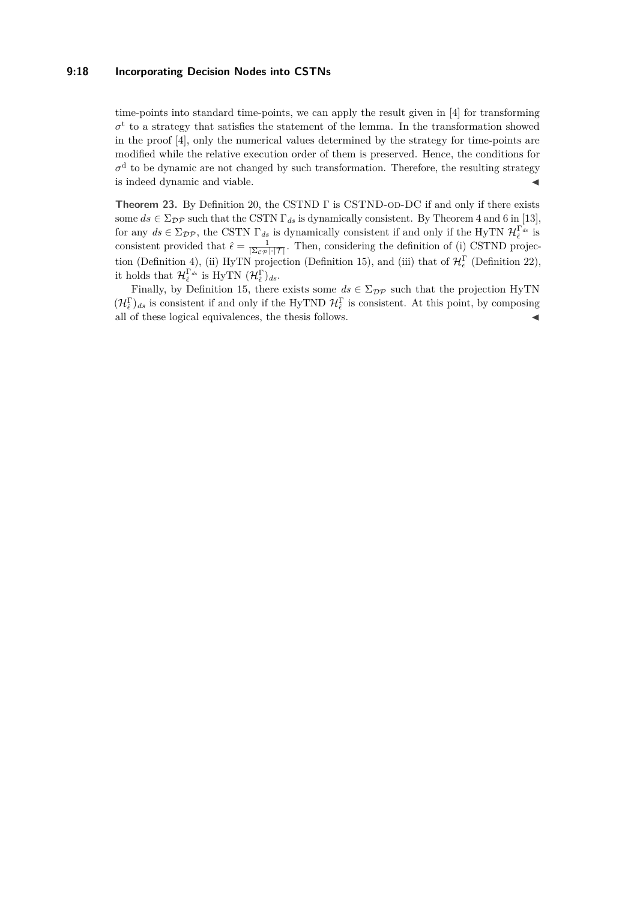time-points into standard time-points, we can apply the result given in [4] for transforming $\sigma^{\mathrm{t}}$ to a strategy that satisfies the statement of the lemma. In the transformation showed in the proof [4], only the numerical values determined by the strategy for time-points are modified while the relative execution order of them is preserved. Hence, the conditions for $\sigma^{\mathrm{d}}$ to be dynamic are not changed by such transformation. Therefore, the resulting strategy is indeed dynamic and viable. ◀

**Theorem 23.** By Definition 20, the CSTND $\Gamma$ is CSTND-OD-DC if and only if there exists some $ds \in \Sigma_{\mathcal{DP}}$ such that the CSTN $\Gamma_{ds}$ is dynamically consistent. By Theorem 4 and 6 in [13], for any $ds \in \Sigma_{\mathcal{DP}}$, the CSTN $\Gamma_{ds}$ is dynamically consistent if and only if the HyTN $\mathcal{H}_{\hat{\epsilon}}^{\Gamma_{ds}}$ is consistent provided that $\hat{\epsilon} = \frac{1}{|\Sigma_{\mathcal{CP}}|\cdot|\mathcal{T}|}$. Then, considering the definition of (i) CSTND projection (Definition 4), (ii) HyTN projection (Definition 15), and (iii) that of $\mathcal{H}_{\epsilon}^{\Gamma}$ (Definition 22), it holds that $\mathcal{H}_{\hat{\epsilon}}^{\Gamma_{ds}}$ is HyTN $(\mathcal{H}_{\hat{\epsilon}}^{\Gamma})_{ds}$.

Finally, by Definition 15, there exists some $ds \in \Sigma_{\mathcal{DP}}$ such that the projection HyTN $(\mathcal{H}_{\hat{\epsilon}}^{\Gamma})_{ds}$ is consistent if and only if the HyTND $\mathcal{H}_{\hat{\epsilon}}^{\Gamma}$ is consistent. At this point, by composing all of these logical equivalences, the thesis follows. ◀